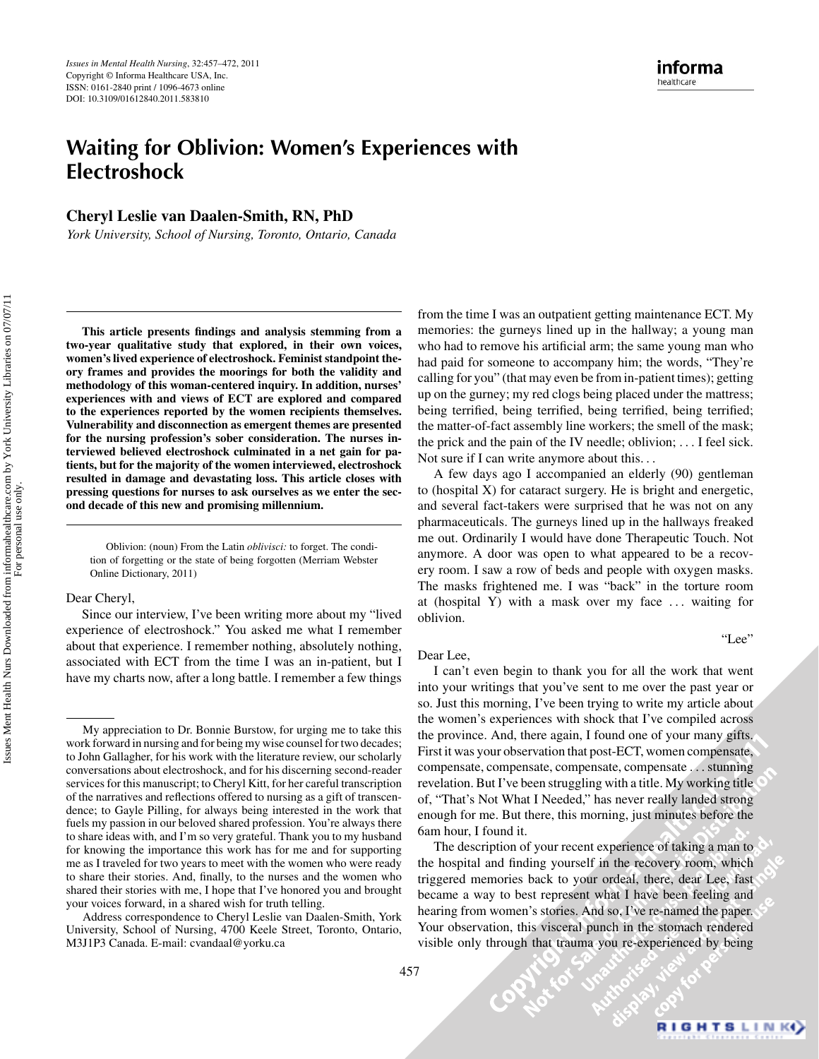# Waiting for Oblivion: Women's Experiences with Electroshock

**Cheryl Leslie van Daalen-Smith, RN, PhD**

*York University, School of Nursing, Toronto, Ontario, Canada*

**This article presents findings and analysis stemming from a two-year qualitative study that explored, in their own voices, women's lived experience of electroshock. Feminist standpoint theory frames and provides the moorings for both the validity and methodology of this woman-centered inquiry. In addition, nurses' experiences with and views of ECT are explored and compared to the experiences reported by the women recipients themselves. Vulnerability and disconnection as emergent themes are presented for the nursing profession's sober consideration. The nurses interviewed believed electroshock culminated in a net gain for patients, but for the majority of the women interviewed, electroshock resulted in damage and devastating loss. This article closes with pressing questions for nurses to ask ourselves as we enter the second decade of this new and promising millennium.**

> Oblivion: (noun) From the Latin *oblivisci:* to forget. The condition of forgetting or the state of being forgotten (Merriam Webster Online Dictionary, 2011)

Dear Cheryl,

Since our interview, I've been writing more about my "lived experience of electroshock." You asked me what I remember about that experience. I remember nothing, absolutely nothing, associated with ECT from the time I was an in-patient, but I have my charts now, after a long battle. I remember a few things from the time I was an outpatient getting maintenance ECT. My memories: the gurneys lined up in the hallway; a young man who had to remove his artificial arm; the same young man who had paid for someone to accompany him; the words, "They're calling for you" (that may even be from in-patient times); getting up on the gurney; my red clogs being placed under the mattress; being terrified, being terrified, being terrified, being terrified; the matter-of-fact assembly line workers; the smell of the mask; the prick and the pain of the IV needle; oblivion; . . . I feel sick. Not sure if I can write anymore about this. . .

A few days ago I accompanied an elderly (90) gentleman to (hospital X) for cataract surgery. He is bright and energetic, and several fact-takers were surprised that he was not on any pharmaceuticals. The gurneys lined up in the hallways freaked me out. Ordinarily I would have done Therapeutic Touch. Not anymore. A door was open to what appeared to be a recovery room. I saw a row of beds and people with oxygen masks. The masks frightened me. I was "back" in the torture room at (hospital Y) with a mask over my face . . . waiting for oblivion.

"Lee"

Dear Lee,

I can't even begin to thank you for all the work that went into your writings that you've sent to me over the past year or so. Just this morning, I've been trying to write my article about the women's experiences with shock that I've compiled across the province. And, there again, I found one of your many gifts. First it was your observation that post-ECT, women compensate, compensate, compensate, compensate, compensate . . . stunning revelation. But I've been struggling with a title. My working title of, "That's Not What I Needed," has never really landed strong enough for me. But there, this morning, just minutes before the 6am hour, I found it.

The description of your recent experience of taking a man to the hospital and finding yourself in the recovery room, which triggered memories back to your ordeal, there, dear Lee, fast became a way to best represent what I have been feeling and hearing from women's stories. And so, I've re-named the paper. Your observation, this visceral punch in the stomach rendered visible only through that trauma you re-experienced by being

---

My appreciation to Dr. Bonnie Burstow, for urging me to take this work forward in nursing and for being my wise counsel for two decades; to John Gallagher, for his work with the literature review, our scholarly conversations about electroshock, and for his discerning second-reader services for this manuscript; to Cheryl Kitt, for her careful transcription of the narratives and reflections offered to nursing as a gift of transcendence; to Gayle Pilling, for always being interested in the work that fuels my passion in our beloved shared profession. You're always there to share ideas with, and I'm so very grateful. Thank you to my husband for knowing the importance this work has for me and for supporting me as I traveled for two years to meet with the women who were ready to share their stories. And, finally, to the nurses and the women who shared their stories with me, I hope that I've honored you and brought your voices forward, in a shared wish for truth telling.

Address correspondence to Cheryl Leslie van Daalen-Smith, York University, School of Nursing, 4700 Keele Street, Toronto, Ontario, M3J1P3 Canada. E-mail: cvandaal@yorku.ca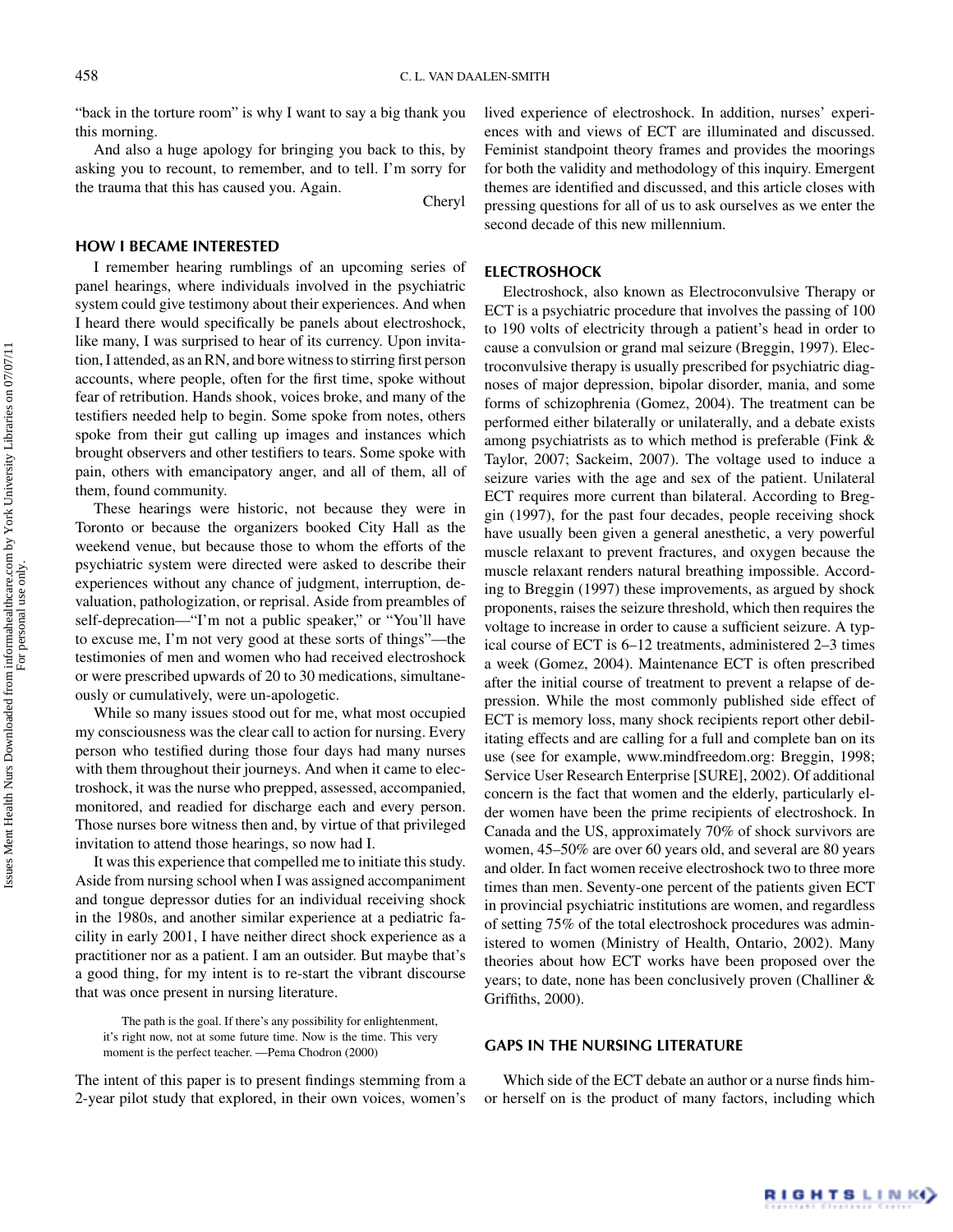"back in the torture room" is why I want to say a big thank you this morning.

And also a huge apology for bringing you back to this, by asking you to recount, to remember, and to tell. I'm sorry for the trauma that this has caused you. Again.

Cheryl

## HOW I BECAME INTERESTED

I remember hearing rumblings of an upcoming series of panel hearings, where individuals involved in the psychiatric system could give testimony about their experiences. And when I heard there would specifically be panels about electroshock, like many, I was surprised to hear of its currency. Upon invitation, I attended, as an RN, and bore witness to stirring first person accounts, where people, often for the first time, spoke without fear of retribution. Hands shook, voices broke, and many of the testifiers needed help to begin. Some spoke from notes, others spoke from their gut calling up images and instances which brought observers and other testifiers to tears. Some spoke with pain, others with emancipatory anger, and all of them, all of them, found community.

These hearings were historic, not because they were in Toronto or because the organizers booked City Hall as the weekend venue, but because those to whom the efforts of the psychiatric system were directed were asked to describe their experiences without any chance of judgment, interruption, devaluation, pathologization, or reprisal. Aside from preambles of self-deprecation—"I'm not a public speaker," or "You'll have to excuse me, I'm not very good at these sorts of things"—the testimonies of men and women who had received electroshock or were prescribed upwards of 20 to 30 medications, simultaneously or cumulatively, were un-apologetic.

While so many issues stood out for me, what most occupied my consciousness was the clear call to action for nursing. Every person who testified during those four days had many nurses with them throughout their journeys. And when it came to electroshock, it was the nurse who prepped, assessed, accompanied, monitored, and readied for discharge each and every person. Those nurses bore witness then and, by virtue of that privileged invitation to attend those hearings, so now had I.

It was this experience that compelled me to initiate this study. Aside from nursing school when I was assigned accompaniment and tongue depressor duties for an individual receiving shock in the 1980s, and another similar experience at a pediatric facility in early 2001, I have neither direct shock experience as a practitioner nor as a patient. I am an outsider. But maybe that's a good thing, for my intent is to re-start the vibrant discourse that was once present in nursing literature.

> The path is the goal. If there's any possibility for enlightenment, it's right now, not at some future time. Now is the time. This very moment is the perfect teacher. —Pema Chodron (2000)

The intent of this paper is to present findings stemming from a 2-year pilot study that explored, in their own voices, women's lived experience of electroshock. In addition, nurses' experiences with and views of ECT are illuminated and discussed. Feminist standpoint theory frames and provides the moorings for both the validity and methodology of this inquiry. Emergent themes are identified and discussed, and this article closes with pressing questions for all of us to ask ourselves as we enter the second decade of this new millennium.

## ELECTROSHOCK

Electroshock, also known as Electroconvulsive Therapy or ECT is a psychiatric procedure that involves the passing of 100 to 190 volts of electricity through a patient's head in order to cause a convulsion or grand mal seizure (Breggin, 1997). Electroconvulsive therapy is usually prescribed for psychiatric diagnoses of major depression, bipolar disorder, mania, and some forms of schizophrenia (Gomez, 2004). The treatment can be performed either bilaterally or unilaterally, and a debate exists among psychiatrists as to which method is preferable (Fink & Taylor, 2007; Sackeim, 2007). The voltage used to induce a seizure varies with the age and sex of the patient. Unilateral ECT requires more current than bilateral. According to Breggin (1997), for the past four decades, people receiving shock have usually been given a general anesthetic, a very powerful muscle relaxant to prevent fractures, and oxygen because the muscle relaxant renders natural breathing impossible. According to Breggin (1997) these improvements, as argued by shock proponents, raises the seizure threshold, which then requires the voltage to increase in order to cause a sufficient seizure. A typical course of ECT is 6–12 treatments, administered 2–3 times a week (Gomez, 2004). Maintenance ECT is often prescribed after the initial course of treatment to prevent a relapse of depression. While the most commonly published side effect of ECT is memory loss, many shock recipients report other debilitating effects and are calling for a full and complete ban on its use (see for example, www.mindfreedom.org: Breggin, 1998; Service User Research Enterprise [SURE], 2002). Of additional concern is the fact that women and the elderly, particularly elder women have been the prime recipients of electroshock. In Canada and the US, approximately 70% of shock survivors are women, 45–50% are over 60 years old, and several are 80 years and older. In fact women receive electroshock two to three more times than men. Seventy-one percent of the patients given ECT in provincial psychiatric institutions are women, and regardless of setting 75% of the total electroshock procedures was administered to women (Ministry of Health, Ontario, 2002). Many theories about how ECT works have been proposed over the years; to date, none has been conclusively proven (Challiner & Griffiths, 2000).

## GAPS IN THE NURSING LITERATURE

Which side of the ECT debate an author or a nurse finds him- or herself on is the product of many factors, including which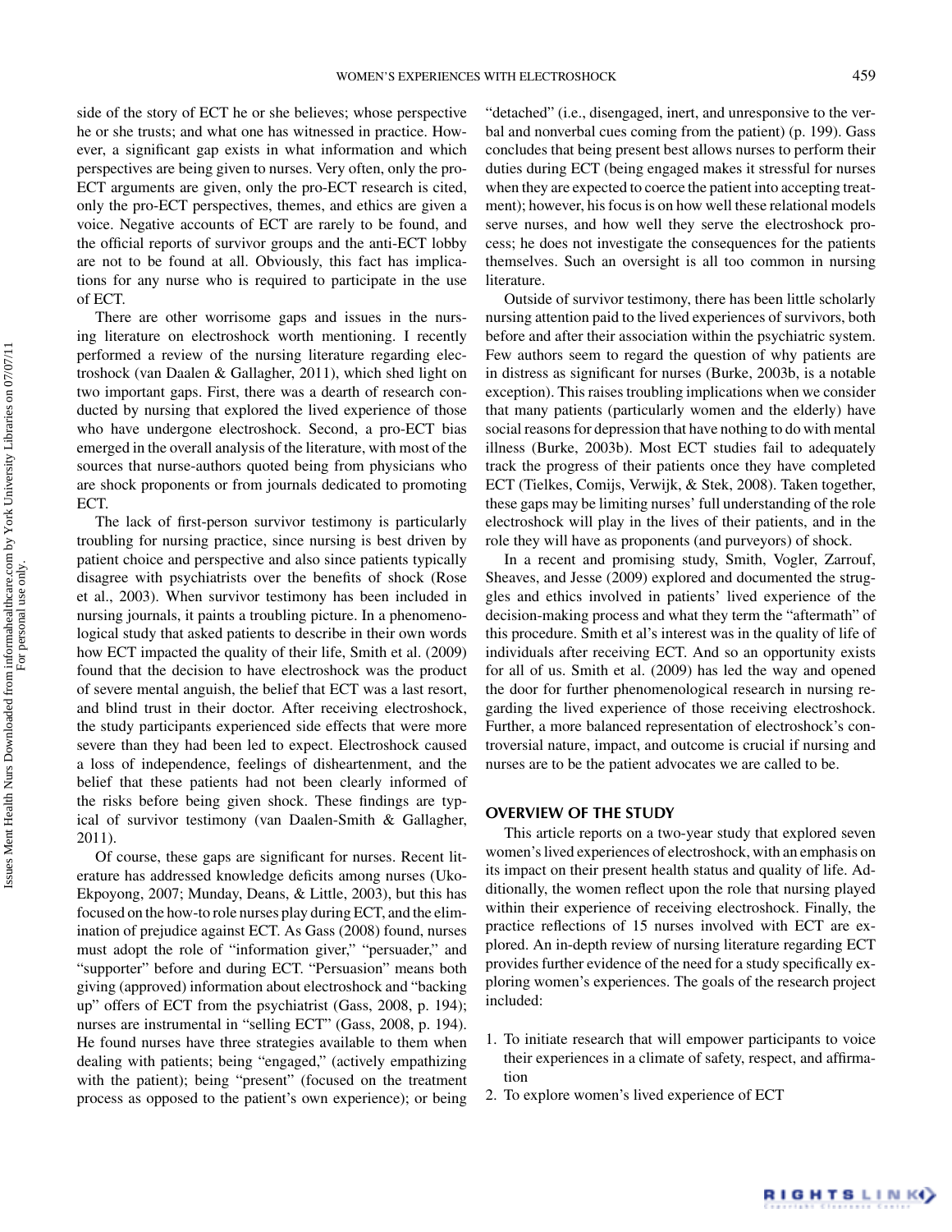side of the story of ECT he or she believes; whose perspective he or she trusts; and what one has witnessed in practice. However, a significant gap exists in what information and which perspectives are being given to nurses. Very often, only the pro-ECT arguments are given, only the pro-ECT research is cited, only the pro-ECT perspectives, themes, and ethics are given a voice. Negative accounts of ECT are rarely to be found, and the official reports of survivor groups and the anti-ECT lobby are not to be found at all. Obviously, this fact has implications for any nurse who is required to participate in the use of ECT.

There are other worrisome gaps and issues in the nursing literature on electroshock worth mentioning. I recently performed a review of the nursing literature regarding electroshock (van Daalen & Gallagher, 2011), which shed light on two important gaps. First, there was a dearth of research conducted by nursing that explored the lived experience of those who have undergone electroshock. Second, a pro-ECT bias emerged in the overall analysis of the literature, with most of the sources that nurse-authors quoted being from physicians who are shock proponents or from journals dedicated to promoting ECT.

The lack of first-person survivor testimony is particularly troubling for nursing practice, since nursing is best driven by patient choice and perspective and also since patients typically disagree with psychiatrists over the benefits of shock (Rose et al., 2003). When survivor testimony has been included in nursing journals, it paints a troubling picture. In a phenomenological study that asked patients to describe in their own words how ECT impacted the quality of their life, Smith et al. (2009) found that the decision to have electroshock was the product of severe mental anguish, the belief that ECT was a last resort, and blind trust in their doctor. After receiving electroshock, the study participants experienced side effects that were more severe than they had been led to expect. Electroshock caused a loss of independence, feelings of disheartenment, and the belief that these patients had not been clearly informed of the risks before being given shock. These findings are typical of survivor testimony (van Daalen-Smith & Gallagher, 2011).

Of course, these gaps are significant for nurses. Recent literature has addressed knowledge deficits among nurses (Uko-Ekpoyong, 2007; Munday, Deans, & Little, 2003), but this has focused on the how-to role nurses play during ECT, and the elimination of prejudice against ECT. As Gass (2008) found, nurses must adopt the role of "information giver," "persuader," and "supporter" before and during ECT. "Persuasion" means both giving (approved) information about electroshock and "backing up" offers of ECT from the psychiatrist (Gass, 2008, p. 194); nurses are instrumental in "selling ECT" (Gass, 2008, p. 194). He found nurses have three strategies available to them when dealing with patients; being "engaged," (actively empathizing with the patient); being "present" (focused on the treatment process as opposed to the patient's own experience); or being "detached" (i.e., disengaged, inert, and unresponsive to the verbal and nonverbal cues coming from the patient) (p. 199). Gass concludes that being present best allows nurses to perform their duties during ECT (being engaged makes it stressful for nurses when they are expected to coerce the patient into accepting treatment); however, his focus is on how well these relational models serve nurses, and how well they serve the electroshock process; he does not investigate the consequences for the patients themselves. Such an oversight is all too common in nursing literature.

Outside of survivor testimony, there has been little scholarly nursing attention paid to the lived experiences of survivors, both before and after their association within the psychiatric system. Few authors seem to regard the question of why patients are in distress as significant for nurses (Burke, 2003b, is a notable exception). This raises troubling implications when we consider that many patients (particularly women and the elderly) have social reasons for depression that have nothing to do with mental illness (Burke, 2003b). Most ECT studies fail to adequately track the progress of their patients once they have completed ECT (Tielkes, Comijs, Verwijk, & Stek, 2008). Taken together, these gaps may be limiting nurses' full understanding of the role electroshock will play in the lives of their patients, and in the role they will have as proponents (and purveyors) of shock.

In a recent and promising study, Smith, Vogler, Zarrouf, Sheaves, and Jesse (2009) explored and documented the struggles and ethics involved in patients' lived experience of the decision-making process and what they term the "aftermath" of this procedure. Smith et al's interest was in the quality of life of individuals after receiving ECT. And so an opportunity exists for all of us. Smith et al. (2009) has led the way and opened the door for further phenomenological research in nursing regarding the lived experience of those receiving electroshock. Further, a more balanced representation of electroshock's controversial nature, impact, and outcome is crucial if nursing and nurses are to be the patient advocates we are called to be.

## OVERVIEW OF THE STUDY

This article reports on a two-year study that explored seven women's lived experiences of electroshock, with an emphasis on its impact on their present health status and quality of life. Additionally, the women reflect upon the role that nursing played within their experience of receiving electroshock. Finally, the practice reflections of 15 nurses involved with ECT are explored. An in-depth review of nursing literature regarding ECT provides further evidence of the need for a study specifically exploring women's experiences. The goals of the research project included:

1. To initiate research that will empower participants to voice their experiences in a climate of safety, respect, and affirmation
2. To explore women's lived experience of ECT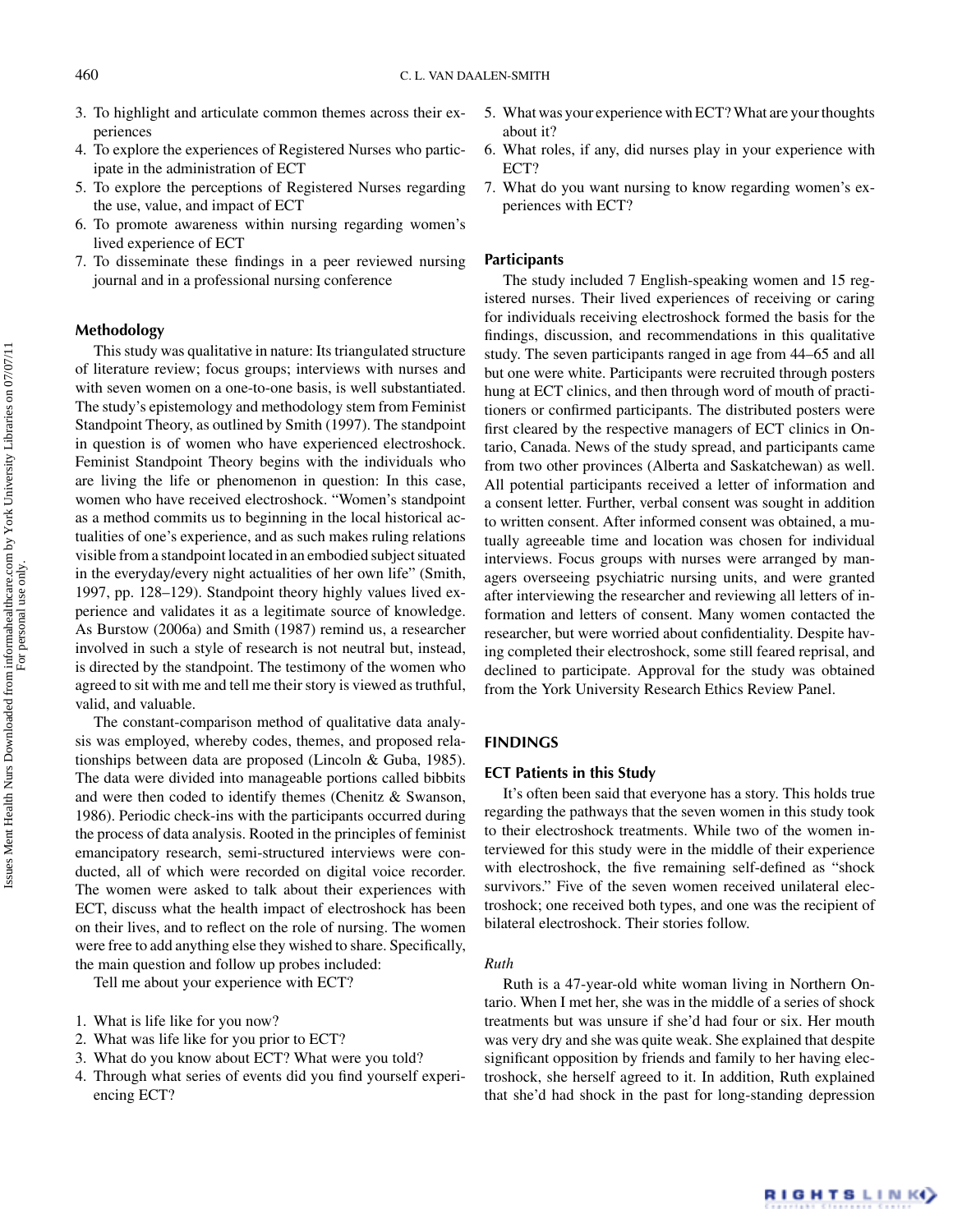3. To highlight and articulate common themes across their experiences
4. To explore the experiences of Registered Nurses who participate in the administration of ECT
5. To explore the perceptions of Registered Nurses regarding the use, value, and impact of ECT
6. To promote awareness within nursing regarding women's lived experience of ECT
7. To disseminate these findings in a peer reviewed nursing journal and in a professional nursing conference

### Methodology

This study was qualitative in nature: Its triangulated structure of literature review; focus groups; interviews with nurses and with seven women on a one-to-one basis, is well substantiated. The study's epistemology and methodology stem from Feminist Standpoint Theory, as outlined by Smith (1997). The standpoint in question is of women who have experienced electroshock. Feminist Standpoint Theory begins with the individuals who are living the life or phenomenon in question: In this case, women who have received electroshock. "Women's standpoint as a method commits us to beginning in the local historical actualities of one's experience, and as such makes ruling relations visible from a standpoint located in an embodied subject situated in the everyday/every night actualities of her own life" (Smith, 1997, pp. 128–129). Standpoint theory highly values lived experience and validates it as a legitimate source of knowledge. As Burstow (2006a) and Smith (1987) remind us, a researcher involved in such a style of research is not neutral but, instead, is directed by the standpoint. The testimony of the women who agreed to sit with me and tell me their story is viewed as truthful, valid, and valuable.

The constant-comparison method of qualitative data analysis was employed, whereby codes, themes, and proposed relationships between data are proposed (Lincoln & Guba, 1985). The data were divided into manageable portions called bibbits and were then coded to identify themes (Chenitz & Swanson, 1986). Periodic check-ins with the participants occurred during the process of data analysis. Rooted in the principles of feminist emancipatory research, semi-structured interviews were conducted, all of which were recorded on digital voice recorder. The women were asked to talk about their experiences with ECT, discuss what the health impact of electroshock has been on their lives, and to reflect on the role of nursing. The women were free to add anything else they wished to share. Specifically, the main question and follow up probes included:

Tell me about your experience with ECT?

1. What is life like for you now?
2. What was life like for you prior to ECT?
3. What do you know about ECT? What were you told?
4. Through what series of events did you find yourself experiencing ECT?
5. What was your experience with ECT? What are your thoughts about it?
6. What roles, if any, did nurses play in your experience with ECT?
7. What do you want nursing to know regarding women's experiences with ECT?

### Participants

The study included 7 English-speaking women and 15 registered nurses. Their lived experiences of receiving or caring for individuals receiving electroshock formed the basis for the findings, discussion, and recommendations in this qualitative study. The seven participants ranged in age from 44–65 and all but one were white. Participants were recruited through posters hung at ECT clinics, and then through word of mouth of practitioners or confirmed participants. The distributed posters were first cleared by the respective managers of ECT clinics in Ontario, Canada. News of the study spread, and participants came from two other provinces (Alberta and Saskatchewan) as well. All potential participants received a letter of information and a consent letter. Further, verbal consent was sought in addition to written consent. After informed consent was obtained, a mutually agreeable time and location was chosen for individual interviews. Focus groups with nurses were arranged by managers overseeing psychiatric nursing units, and were granted after interviewing the researcher and reviewing all letters of information and letters of consent. Many women contacted the researcher, but were worried about confidentiality. Despite having completed their electroshock, some still feared reprisal, and declined to participate. Approval for the study was obtained from the York University Research Ethics Review Panel.

## FINDINGS

### ECT Patients in this Study

It's often been said that everyone has a story. This holds true regarding the pathways that the seven women in this study took to their electroshock treatments. While two of the women interviewed for this study were in the middle of their experience with electroshock, the five remaining self-defined as "shock survivors." Five of the seven women received unilateral electroshock; one received both types, and one was the recipient of bilateral electroshock. Their stories follow.

*Ruth*

Ruth is a 47-year-old white woman living in Northern Ontario. When I met her, she was in the middle of a series of shock treatments but was unsure if she'd had four or six. Her mouth was very dry and she was quite weak. She explained that despite significant opposition by friends and family to her having electroshock, she herself agreed to it. In addition, Ruth explained that she'd had shock in the past for long-standing depression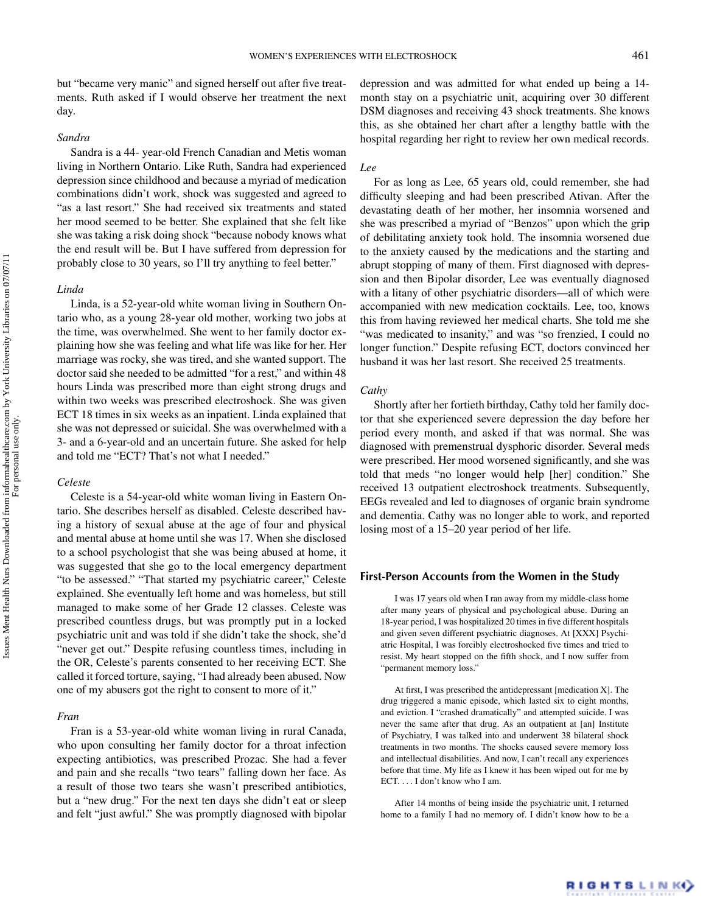but "became very manic" and signed herself out after five treatments. Ruth asked if I would observe her treatment the next day.

*Sandra*

Sandra is a 44- year-old French Canadian and Metis woman living in Northern Ontario. Like Ruth, Sandra had experienced depression since childhood and because a myriad of medication combinations didn't work, shock was suggested and agreed to "as a last resort." She had received six treatments and stated her mood seemed to be better. She explained that she felt like she was taking a risk doing shock "because nobody knows what the end result will be. But I have suffered from depression for probably close to 30 years, so I'll try anything to feel better."

*Linda*

Linda, is a 52-year-old white woman living in Southern Ontario who, as a young 28-year old mother, working two jobs at the time, was overwhelmed. She went to her family doctor explaining how she was feeling and what life was like for her. Her marriage was rocky, she was tired, and she wanted support. The doctor said she needed to be admitted "for a rest," and within 48 hours Linda was prescribed more than eight strong drugs and within two weeks was prescribed electroshock. She was given ECT 18 times in six weeks as an inpatient. Linda explained that she was not depressed or suicidal. She was overwhelmed with a 3- and a 6-year-old and an uncertain future. She asked for help and told me "ECT? That's not what I needed."

*Celeste*

Celeste is a 54-year-old white woman living in Eastern Ontario. She describes herself as disabled. Celeste described having a history of sexual abuse at the age of four and physical and mental abuse at home until she was 17. When she disclosed to a school psychologist that she was being abused at home, it was suggested that she go to the local emergency department "to be assessed." "That started my psychiatric career," Celeste explained. She eventually left home and was homeless, but still managed to make some of her Grade 12 classes. Celeste was prescribed countless drugs, but was promptly put in a locked psychiatric unit and was told if she didn't take the shock, she'd "never get out." Despite refusing countless times, including in the OR, Celeste's parents consented to her receiving ECT. She called it forced torture, saying, "I had already been abused. Now one of my abusers got the right to consent to more of it."

*Fran*

Fran is a 53-year-old white woman living in rural Canada, who upon consulting her family doctor for a throat infection expecting antibiotics, was prescribed Prozac. She had a fever and pain and she recalls "two tears" falling down her face. As a result of those two tears she wasn't prescribed antibiotics, but a "new drug." For the next ten days she didn't eat or sleep and felt "just awful." She was promptly diagnosed with bipolar depression and was admitted for what ended up being a 14-month stay on a psychiatric unit, acquiring over 30 different DSM diagnoses and receiving 43 shock treatments. She knows this, as she obtained her chart after a lengthy battle with the hospital regarding her right to review her own medical records.

*Lee*

For as long as Lee, 65 years old, could remember, she had difficulty sleeping and had been prescribed Ativan. After the devastating death of her mother, her insomnia worsened and she was prescribed a myriad of "Benzos" upon which the grip of debilitating anxiety took hold. The insomnia worsened due to the anxiety caused by the medications and the starting and abrupt stopping of many of them. First diagnosed with depression and then Bipolar disorder, Lee was eventually diagnosed with a litany of other psychiatric disorders—all of which were accompanied with new medication cocktails. Lee, too, knows this from having reviewed her medical charts. She told me she "was medicated to insanity," and was "so frenzied, I could no longer function." Despite refusing ECT, doctors convinced her husband it was her last resort. She received 25 treatments.

*Cathy*

Shortly after her fortieth birthday, Cathy told her family doctor that she experienced severe depression the day before her period every month, and asked if that was normal. She was diagnosed with premenstrual dysphoric disorder. Several meds were prescribed. Her mood worsened significantly, and she was told that meds "no longer would help [her] condition." She received 13 outpatient electroshock treatments. Subsequently, EEGs revealed and led to diagnoses of organic brain syndrome and dementia. Cathy was no longer able to work, and reported losing most of a 15–20 year period of her life.

## First-Person Accounts from the Women in the Study

I was 17 years old when I ran away from my middle-class home after many years of physical and psychological abuse. During an 18-year period, I was hospitalized 20 times in five different hospitals and given seven different psychiatric diagnoses. At [XXX] Psychiatric Hospital, I was forcibly electroshocked five times and tried to resist. My heart stopped on the fifth shock, and I now suffer from "permanent memory loss."

At first, I was prescribed the antidepressant [medication X]. The drug triggered a manic episode, which lasted six to eight months, and eviction. I "crashed dramatically" and attempted suicide. I was never the same after that drug. As an outpatient at [an] Institute of Psychiatry, I was talked into and underwent 38 bilateral shock treatments in two months. The shocks caused severe memory loss and intellectual disabilities. And now, I can't recall any experiences before that time. My life as I knew it has been wiped out for me by ECT. . . . I don't know who I am.

After 14 months of being inside the psychiatric unit, I returned home to a family I had no memory of. I didn't know how to be a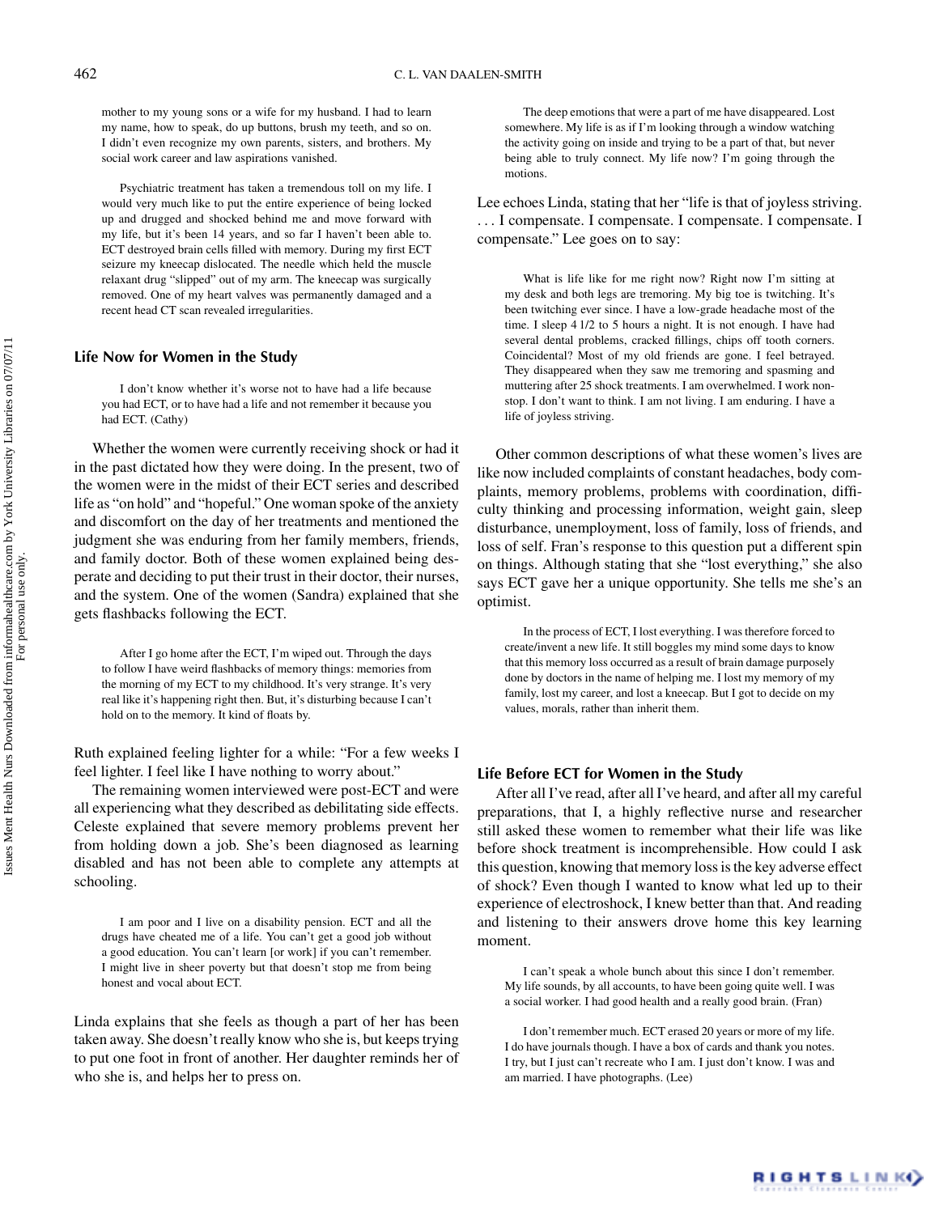mother to my young sons or a wife for my husband. I had to learn my name, how to speak, do up buttons, brush my teeth, and so on. I didn't even recognize my own parents, sisters, and brothers. My social work career and law aspirations vanished.

> Psychiatric treatment has taken a tremendous toll on my life. I would very much like to put the entire experience of being locked up and drugged and shocked behind me and move forward with my life, but it's been 14 years, and so far I haven't been able to. ECT destroyed brain cells filled with memory. During my first ECT seizure my kneecap dislocated. The needle which held the muscle relaxant drug "slipped" out of my arm. The kneecap was surgically removed. One of my heart valves was permanently damaged and a recent head CT scan revealed irregularities.

## Life Now for Women in the Study

> I don't know whether it's worse not to have had a life because you had ECT, or to have had a life and not remember it because you had ECT. (Cathy)

Whether the women were currently receiving shock or had it in the past dictated how they were doing. In the present, two of the women were in the midst of their ECT series and described life as "on hold" and "hopeful." One woman spoke of the anxiety and discomfort on the day of her treatments and mentioned the judgment she was enduring from her family members, friends, and family doctor. Both of these women explained being desperate and deciding to put their trust in their doctor, their nurses, and the system. One of the women (Sandra) explained that she gets flashbacks following the ECT.

> After I go home after the ECT, I'm wiped out. Through the days to follow I have weird flashbacks of memory things: memories from the morning of my ECT to my childhood. It's very strange. It's very real like it's happening right then. But, it's disturbing because I can't hold on to the memory. It kind of floats by.

Ruth explained feeling lighter for a while: "For a few weeks I feel lighter. I feel like I have nothing to worry about."

The remaining women interviewed were post-ECT and were all experiencing what they described as debilitating side effects. Celeste explained that severe memory problems prevent her from holding down a job. She's been diagnosed as learning disabled and has not been able to complete any attempts at schooling.

> I am poor and I live on a disability pension. ECT and all the drugs have cheated me of a life. You can't get a good job without a good education. You can't learn [or work] if you can't remember. I might live in sheer poverty but that doesn't stop me from being honest and vocal about ECT.

Linda explains that she feels as though a part of her has been taken away. She doesn't really know who she is, but keeps trying to put one foot in front of another. Her daughter reminds her of who she is, and helps her to press on.

> The deep emotions that were a part of me have disappeared. Lost somewhere. My life is as if I'm looking through a window watching the activity going on inside and trying to be a part of that, but never being able to truly connect. My life now? I'm going through the motions.

Lee echoes Linda, stating that her "life is that of joyless striving. . . . I compensate. I compensate. I compensate. I compensate. I compensate." Lee goes on to say:

> What is life like for me right now? Right now I'm sitting at my desk and both legs are tremoring. My big toe is twitching. It's been twitching ever since. I have a low-grade headache most of the time. I sleep 4 1/2 to 5 hours a night. It is not enough. I have had several dental problems, cracked fillings, chips off tooth corners. Coincidental? Most of my old friends are gone. I feel betrayed. They disappeared when they saw me tremoring and spasming and muttering after 25 shock treatments. I am overwhelmed. I work non-stop. I don't want to think. I am not living. I am enduring. I have a life of joyless striving.

Other common descriptions of what these women's lives are like now included complaints of constant headaches, body complaints, memory problems, problems with coordination, difficulty thinking and processing information, weight gain, sleep disturbance, unemployment, loss of family, loss of friends, and loss of self. Fran's response to this question put a different spin on things. Although stating that she "lost everything," she also says ECT gave her a unique opportunity. She tells me she's an optimist.

> In the process of ECT, I lost everything. I was therefore forced to create/invent a new life. It still boggles my mind some days to know that this memory loss occurred as a result of brain damage purposely done by doctors in the name of helping me. I lost my memory of my family, lost my career, and lost a kneecap. But I got to decide on my values, morals, rather than inherit them.

## Life Before ECT for Women in the Study

After all I've read, after all I've heard, and after all my careful preparations, that I, a highly reflective nurse and researcher still asked these women to remember what their life was like before shock treatment is incomprehensible. How could I ask this question, knowing that memory loss is the key adverse effect of shock? Even though I wanted to know what led up to their experience of electroshock, I knew better than that. And reading and listening to their answers drove home this key learning moment.

> I can't speak a whole bunch about this since I don't remember. My life sounds, by all accounts, to have been going quite well. I was a social worker. I had good health and a really good brain. (Fran)

> I don't remember much. ECT erased 20 years or more of my life. I do have journals though. I have a box of cards and thank you notes. I try, but I just can't recreate who I am. I just don't know. I was and am married. I have photographs. (Lee)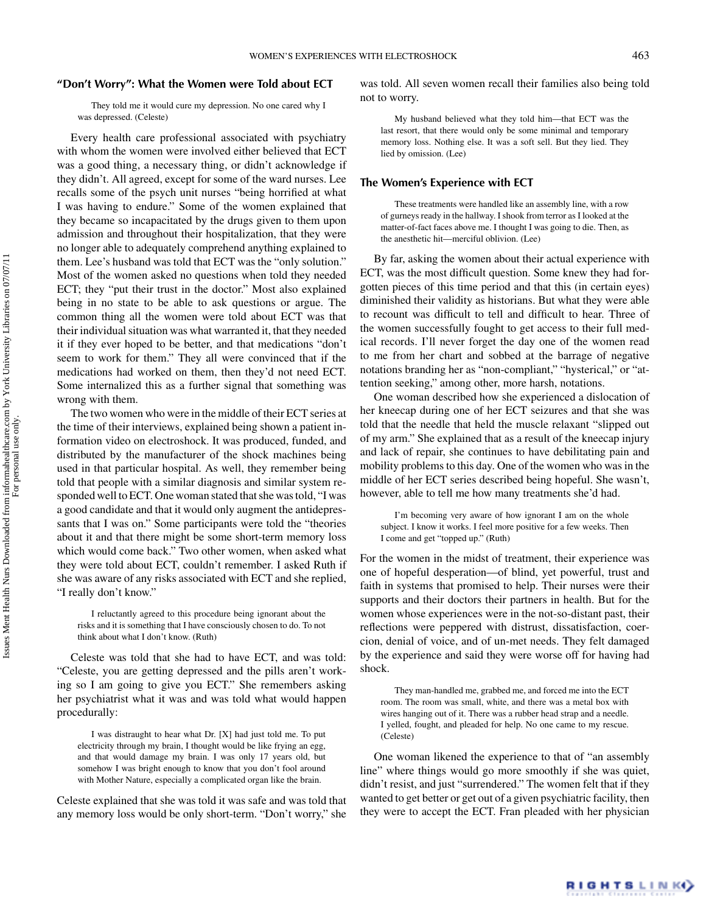## "Don't Worry": What the Women were Told about ECT

> They told me it would cure my depression. No one cared why I was depressed. (Celeste)

Every health care professional associated with psychiatry with whom the women were involved either believed that ECT was a good thing, a necessary thing, or didn't acknowledge if they didn't. All agreed, except for some of the ward nurses. Lee recalls some of the psych unit nurses "being horrified at what I was having to endure." Some of the women explained that they became so incapacitated by the drugs given to them upon admission and throughout their hospitalization, that they were no longer able to adequately comprehend anything explained to them. Lee's husband was told that ECT was the "only solution." Most of the women asked no questions when told they needed ECT; they "put their trust in the doctor." Most also explained being in no state to be able to ask questions or argue. The common thing all the women were told about ECT was that their individual situation was what warranted it, that they needed it if they ever hoped to be better, and that medications "don't seem to work for them." They all were convinced that if the medications had worked on them, then they'd not need ECT. Some internalized this as a further signal that something was wrong with them.

The two women who were in the middle of their ECT series at the time of their interviews, explained being shown a patient information video on electroshock. It was produced, funded, and distributed by the manufacturer of the shock machines being used in that particular hospital. As well, they remember being told that people with a similar diagnosis and similar system responded well to ECT. One woman stated that she was told, "I was a good candidate and that it would only augment the antidepressants that I was on." Some participants were told the "theories about it and that there might be some short-term memory loss which would come back." Two other women, when asked what they were told about ECT, couldn't remember. I asked Ruth if she was aware of any risks associated with ECT and she replied, "I really don't know."

> I reluctantly agreed to this procedure being ignorant about the risks and it is something that I have consciously chosen to do. To not think about what I don't know. (Ruth)

Celeste was told that she had to have ECT, and was told: "Celeste, you are getting depressed and the pills aren't working so I am going to give you ECT." She remembers asking her psychiatrist what it was and was told what would happen procedurally:

> I was distraught to hear what Dr. [X] had just told me. To put electricity through my brain, I thought would be like frying an egg, and that would damage my brain. I was only 17 years old, but somehow I was bright enough to know that you don't fool around with Mother Nature, especially a complicated organ like the brain.

Celeste explained that she was told it was safe and was told that any memory loss would be only short-term. "Don't worry," she was told. All seven women recall their families also being told not to worry.

> My husband believed what they told him—that ECT was the last resort, that there would only be some minimal and temporary memory loss. Nothing else. It was a soft sell. But they lied. They lied by omission. (Lee)

## The Women's Experience with ECT

> These treatments were handled like an assembly line, with a row of gurneys ready in the hallway. I shook from terror as I looked at the matter-of-fact faces above me. I thought I was going to die. Then, as the anesthetic hit—merciful oblivion. (Lee)

By far, asking the women about their actual experience with ECT, was the most difficult question. Some knew they had forgotten pieces of this time period and that this (in certain eyes) diminished their validity as historians. But what they were able to recount was difficult to tell and difficult to hear. Three of the women successfully fought to get access to their full medical records. I'll never forget the day one of the women read to me from her chart and sobbed at the barrage of negative notations branding her as "non-compliant," "hysterical," or "attention seeking," among other, more harsh, notations.

One woman described how she experienced a dislocation of her kneecap during one of her ECT seizures and that she was told that the needle that held the muscle relaxant "slipped out of my arm." She explained that as a result of the kneecap injury and lack of repair, she continues to have debilitating pain and mobility problems to this day. One of the women who was in the middle of her ECT series described being hopeful. She wasn't, however, able to tell me how many treatments she'd had.

> I'm becoming very aware of how ignorant I am on the whole subject. I know it works. I feel more positive for a few weeks. Then I come and get "topped up." (Ruth)

For the women in the midst of treatment, their experience was one of hopeful desperation—of blind, yet powerful, trust and faith in systems that promised to help. Their nurses were their supports and their doctors their partners in health. But for the women whose experiences were in the not-so-distant past, their reflections were peppered with distrust, dissatisfaction, coercion, denial of voice, and of un-met needs. They felt damaged by the experience and said they were worse off for having had shock.

> They man-handled me, grabbed me, and forced me into the ECT room. The room was small, white, and there was a metal box with wires hanging out of it. There was a rubber head strap and a needle. I yelled, fought, and pleaded for help. No one came to my rescue. (Celeste)

One woman likened the experience to that of "an assembly line" where things would go more smoothly if she was quiet, didn't resist, and just "surrendered." The women felt that if they wanted to get better or get out of a given psychiatric facility, then they were to accept the ECT. Fran pleaded with her physician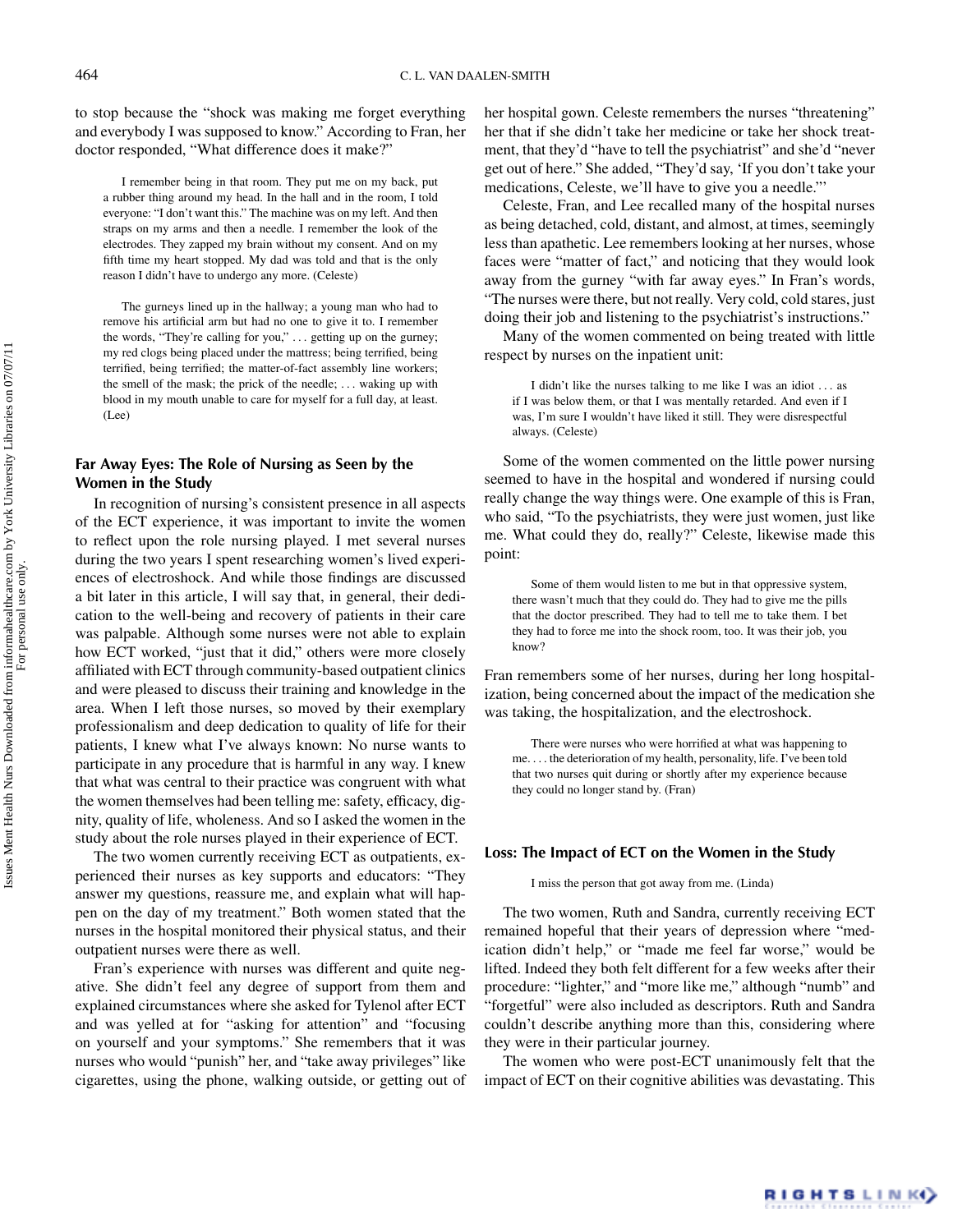to stop because the "shock was making me forget everything and everybody I was supposed to know." According to Fran, her doctor responded, "What difference does it make?"

> I remember being in that room. They put me on my back, put a rubber thing around my head. In the hall and in the room, I told everyone: "I don't want this." The machine was on my left. And then straps on my arms and then a needle. I remember the look of the electrodes. They zapped my brain without my consent. And on my fifth time my heart stopped. My dad was told and that is the only reason I didn't have to undergo any more. (Celeste)

> The gurneys lined up in the hallway; a young man who had to remove his artificial arm but had no one to give it to. I remember the words, "They're calling for you," . . . getting up on the gurney; my red clogs being placed under the mattress; being terrified, being terrified; the matter-of-fact assembly line workers; the smell of the mask; the prick of the needle; . . . waking up with blood in my mouth unable to care for myself for a full day, at least. (Lee)

### Far Away Eyes: The Role of Nursing as Seen by the Women in the Study

In recognition of nursing's consistent presence in all aspects of the ECT experience, it was important to invite the women to reflect upon the role nursing played. I met several nurses during the two years I spent researching women's lived experiences of electroshock. And while those findings are discussed a bit later in this article, I will say that, in general, their dedication to the well-being and recovery of patients in their care was palpable. Although some nurses were not able to explain how ECT worked, "just that it did," others were more closely affiliated with ECT through community-based outpatient clinics and were pleased to discuss their training and knowledge in the area. When I left those nurses, so moved by their exemplary professionalism and deep dedication to quality of life for their patients, I knew what I've always known: No nurse wants to participate in any procedure that is harmful in any way. I knew that what was central to their practice was congruent with what the women themselves had been telling me: safety, efficacy, dignity, quality of life, wholeness. And so I asked the women in the study about the role nurses played in their experience of ECT.

The two women currently receiving ECT as outpatients, experienced their nurses as key supports and educators: "They answer my questions, reassure me, and explain what will happen on the day of my treatment." Both women stated that the nurses in the hospital monitored their physical status, and their outpatient nurses were there as well.

Fran's experience with nurses was different and quite negative. She didn't feel any degree of support from them and explained circumstances where she asked for Tylenol after ECT and was yelled at for "asking for attention" and "focusing on yourself and your symptoms." She remembers that it was nurses who would "punish" her, and "take away privileges" like cigarettes, using the phone, walking outside, or getting out of her hospital gown. Celeste remembers the nurses "threatening" her that if she didn't take her medicine or take her shock treatment, that they'd "have to tell the psychiatrist" and she'd "never get out of here." She added, "They'd say, 'If you don't take your medications, Celeste, we'll have to give you a needle.'"

Celeste, Fran, and Lee recalled many of the hospital nurses as being detached, cold, distant, and almost, at times, seemingly less than apathetic. Lee remembers looking at her nurses, whose faces were "matter of fact," and noticing that they would look away from the gurney "with far away eyes." In Fran's words, "The nurses were there, but not really. Very cold, cold stares, just doing their job and listening to the psychiatrist's instructions."

Many of the women commented on being treated with little respect by nurses on the inpatient unit:

> I didn't like the nurses talking to me like I was an idiot . . . as if I was below them, or that I was mentally retarded. And even if I was, I'm sure I wouldn't have liked it still. They were disrespectful always. (Celeste)

Some of the women commented on the little power nursing seemed to have in the hospital and wondered if nursing could really change the way things were. One example of this is Fran, who said, "To the psychiatrists, they were just women, just like me. What could they do, really?" Celeste, likewise made this point:

> Some of them would listen to me but in that oppressive system, there wasn't much that they could do. They had to give me the pills that the doctor prescribed. They had to tell me to take them. I bet they had to force me into the shock room, too. It was their job, you know?

Fran remembers some of her nurses, during her long hospitalization, being concerned about the impact of the medication she was taking, the hospitalization, and the electroshock.

> There were nurses who were horrified at what was happening to me. . . . the deterioration of my health, personality, life. I've been told that two nurses quit during or shortly after my experience because they could no longer stand by. (Fran)

### Loss: The Impact of ECT on the Women in the Study

> I miss the person that got away from me. (Linda)

The two women, Ruth and Sandra, currently receiving ECT remained hopeful that their years of depression where "medication didn't help," or "made me feel far worse," would be lifted. Indeed they both felt different for a few weeks after their procedure: "lighter," and "more like me," although "numb" and "forgetful" were also included as descriptors. Ruth and Sandra couldn't describe anything more than this, considering where they were in their particular journey.

The women who were post-ECT unanimously felt that the impact of ECT on their cognitive abilities was devastating. This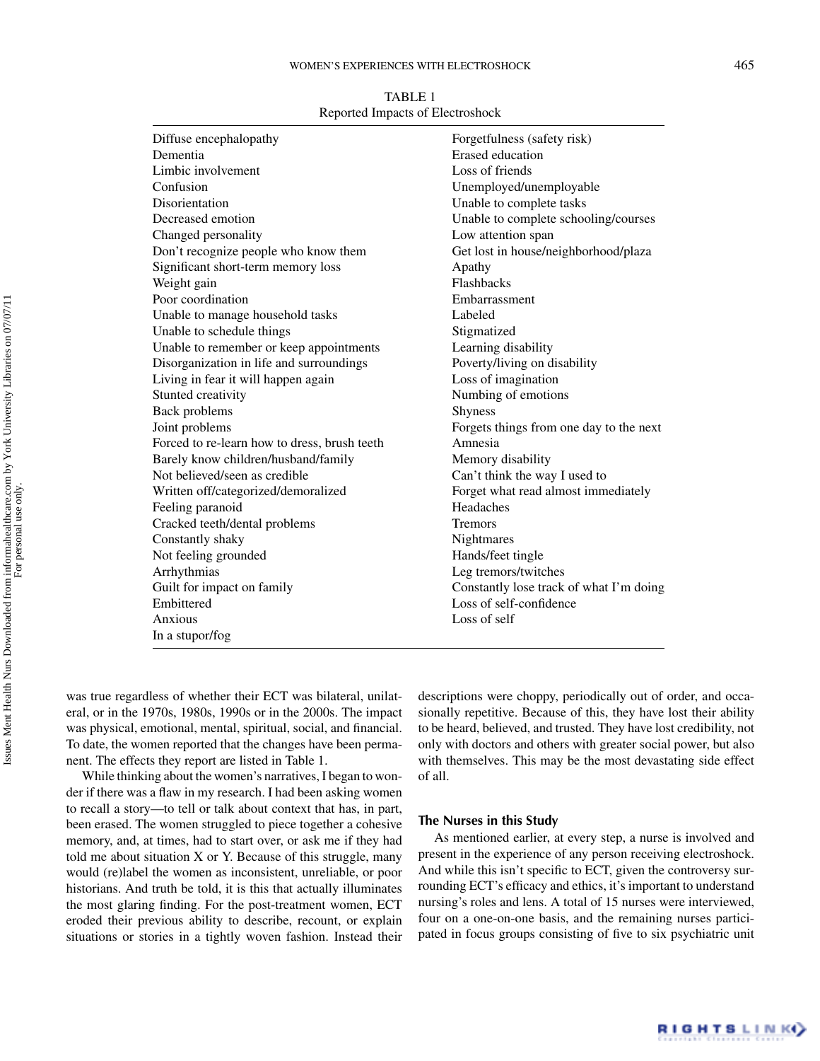TABLE 1
Reported Impacts of Electroshock

| | |
|---|---|
| Diffuse encephalopathy | Forgetfulness (safety risk) |
| Dementia | Erased education |
| Limbic involvement | Loss of friends |
| Confusion | Unemployed/unemployable |
| Disorientation | Unable to complete tasks |
| Decreased emotion | Unable to complete schooling/courses |
| Changed personality | Low attention span |
| Don't recognize people who know them | Get lost in house/neighborhood/plaza |
| Significant short-term memory loss | Apathy |
| Weight gain | Flashbacks |
| Poor coordination | Embarrassment |
| Unable to manage household tasks | Labeled |
| Unable to schedule things | Stigmatized |
| Unable to remember or keep appointments | Learning disability |
| Disorganization in life and surroundings | Poverty/living on disability |
| Living in fear it will happen again | Loss of imagination |
| Stunted creativity | Numbing of emotions |
| Back problems | Shyness |
| Joint problems | Forgets things from one day to the next |
| Forced to re-learn how to dress, brush teeth | Amnesia |
| Barely know children/husband/family | Memory disability |
| Not believed/seen as credible | Can't think the way I used to |
| Written off/categorized/demoralized | Forget what read almost immediately |
| Feeling paranoid | Headaches |
| Cracked teeth/dental problems | Tremors |
| Constantly shaky | Nightmares |
| Not feeling grounded | Hands/feet tingle |
| Arrhythmias | Leg tremors/twitches |
| Guilt for impact on family | Constantly lose track of what I'm doing |
| Embittered | Loss of self-confidence |
| Anxious | Loss of self |
| In a stupor/fog | |

was true regardless of whether their ECT was bilateral, unilateral, or in the 1970s, 1980s, 1990s or in the 2000s. The impact was physical, emotional, mental, spiritual, social, and financial. To date, the women reported that the changes have been permanent. The effects they report are listed in Table 1.

While thinking about the women's narratives, I began to wonder if there was a flaw in my research. I had been asking women to recall a story—to tell or talk about context that has, in part, been erased. The women struggled to piece together a cohesive memory, and, at times, had to start over, or ask me if they had told me about situation X or Y. Because of this struggle, many would (re)label the women as inconsistent, unreliable, or poor historians. And truth be told, it is this that actually illuminates the most glaring finding. For the post-treatment women, ECT eroded their previous ability to describe, recount, or explain situations or stories in a tightly woven fashion. Instead their descriptions were choppy, periodically out of order, and occasionally repetitive. Because of this, they have lost their ability to be heard, believed, and trusted. They have lost credibility, not only with doctors and others with greater social power, but also with themselves. This may be the most devastating side effect of all.

### The Nurses in this Study

As mentioned earlier, at every step, a nurse is involved and present in the experience of any person receiving electroshock. And while this isn't specific to ECT, given the controversy surrounding ECT's efficacy and ethics, it's important to understand nursing's roles and lens. A total of 15 nurses were interviewed, four on a one-on-one basis, and the remaining nurses participated in focus groups consisting of five to six psychiatric unit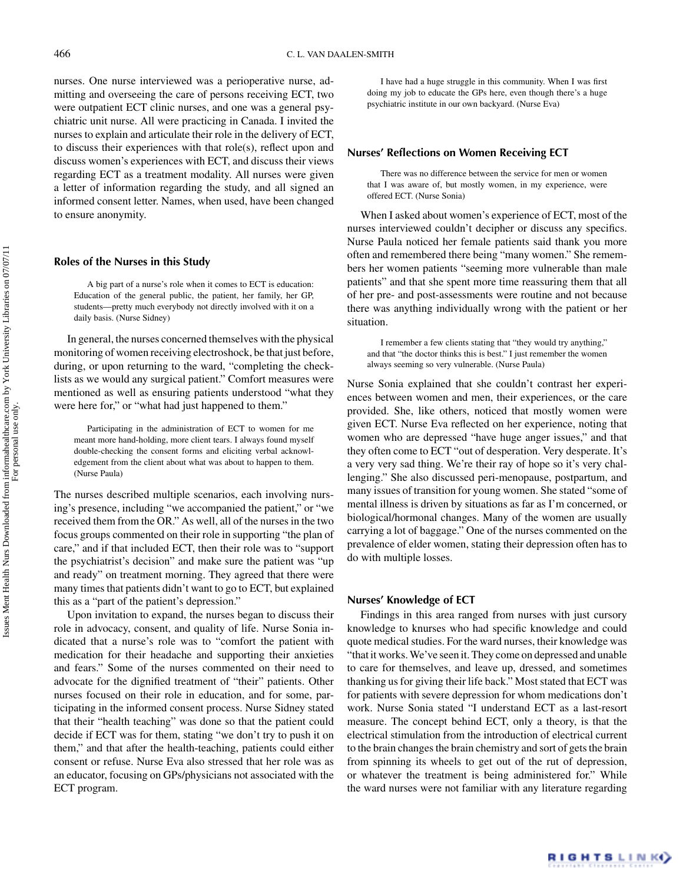nurses. One nurse interviewed was a perioperative nurse, admitting and overseeing the care of persons receiving ECT, two were outpatient ECT clinic nurses, and one was a general psychiatric unit nurse. All were practicing in Canada. I invited the nurses to explain and articulate their role in the delivery of ECT, to discuss their experiences with that role(s), reflect upon and discuss women's experiences with ECT, and discuss their views regarding ECT as a treatment modality. All nurses were given a letter of information regarding the study, and all signed an informed consent letter. Names, when used, have been changed to ensure anonymity.

## Roles of the Nurses in this Study

> A big part of a nurse's role when it comes to ECT is education: Education of the general public, the patient, her family, her GP, students—pretty much everybody not directly involved with it on a daily basis. (Nurse Sidney)

In general, the nurses concerned themselves with the physical monitoring of women receiving electroshock, be that just before, during, or upon returning to the ward, "completing the checklists as we would any surgical patient." Comfort measures were mentioned as well as ensuring patients understood "what they were here for," or "what had just happened to them."

> Participating in the administration of ECT to women for me meant more hand-holding, more client tears. I always found myself double-checking the consent forms and eliciting verbal acknowledgement from the client about what was about to happen to them. (Nurse Paula)

The nurses described multiple scenarios, each involving nursing's presence, including "we accompanied the patient," or "we received them from the OR." As well, all of the nurses in the two focus groups commented on their role in supporting "the plan of care," and if that included ECT, then their role was to "support the psychiatrist's decision" and make sure the patient was "up and ready" on treatment morning. They agreed that there were many times that patients didn't want to go to ECT, but explained this as a "part of the patient's depression."

Upon invitation to expand, the nurses began to discuss their role in advocacy, consent, and quality of life. Nurse Sonia indicated that a nurse's role was to "comfort the patient with medication for their headache and supporting their anxieties and fears." Some of the nurses commented on their need to advocate for the dignified treatment of "their" patients. Other nurses focused on their role in education, and for some, participating in the informed consent process. Nurse Sidney stated that their "health teaching" was done so that the patient could decide if ECT was for them, stating "we don't try to push it on them," and that after the health-teaching, patients could either consent or refuse. Nurse Eva also stressed that her role was as an educator, focusing on GPs/physicians not associated with the ECT program.

> I have had a huge struggle in this community. When I was first doing my job to educate the GPs here, even though there's a huge psychiatric institute in our own backyard. (Nurse Eva)

## Nurses' Reflections on Women Receiving ECT

> There was no difference between the service for men or women that I was aware of, but mostly women, in my experience, were offered ECT. (Nurse Sonia)

When I asked about women's experience of ECT, most of the nurses interviewed couldn't decipher or discuss any specifics. Nurse Paula noticed her female patients said thank you more often and remembered there being "many women." She remembers her women patients "seeming more vulnerable than male patients" and that she spent more time reassuring them that all of her pre- and post-assessments were routine and not because there was anything individually wrong with the patient or her situation.

> I remember a few clients stating that "they would try anything," and that "the doctor thinks this is best." I just remember the women always seeming so very vulnerable. (Nurse Paula)

Nurse Sonia explained that she couldn't contrast her experiences between women and men, their experiences, or the care provided. She, like others, noticed that mostly women were given ECT. Nurse Eva reflected on her experience, noting that women who are depressed "have huge anger issues," and that they often come to ECT "out of desperation. Very desperate. It's a very very sad thing. We're their ray of hope so it's very challenging." She also discussed peri-menopause, postpartum, and many issues of transition for young women. She stated "some of mental illness is driven by situations as far as I'm concerned, or biological/hormonal changes. Many of the women are usually carrying a lot of baggage." One of the nurses commented on the prevalence of elder women, stating their depression often has to do with multiple losses.

## Nurses' Knowledge of ECT

Findings in this area ranged from nurses with just cursory knowledge to knurses who had specific knowledge and could quote medical studies. For the ward nurses, their knowledge was "that it works. We've seen it. They come on depressed and unable to care for themselves, and leave up, dressed, and sometimes thanking us for giving their life back." Most stated that ECT was for patients with severe depression for whom medications don't work. Nurse Sonia stated "I understand ECT as a last-resort measure. The concept behind ECT, only a theory, is that the electrical stimulation from the introduction of electrical current to the brain changes the brain chemistry and sort of gets the brain from spinning its wheels to get out of the rut of depression, or whatever the treatment is being administered for." While the ward nurses were not familiar with any literature regarding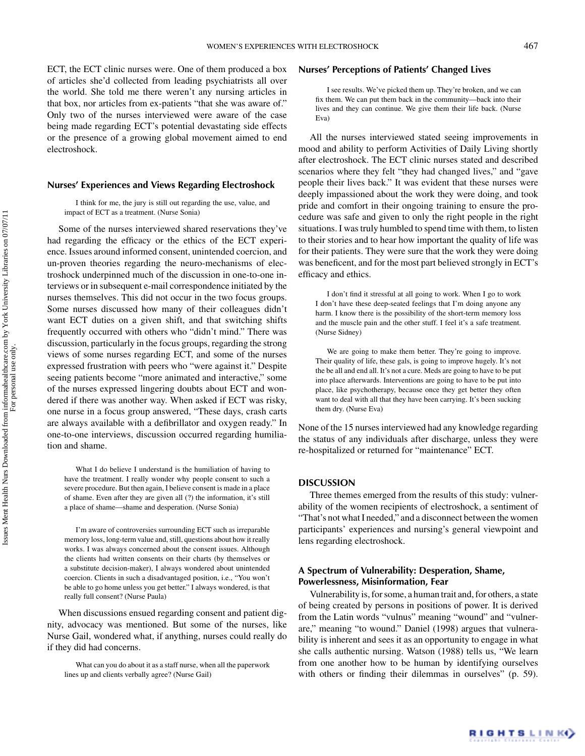ECT, the ECT clinic nurses were. One of them produced a box of articles she'd collected from leading psychiatrists all over the world. She told me there weren't any nursing articles in that box, nor articles from ex-patients "that she was aware of." Only two of the nurses interviewed were aware of the case being made regarding ECT's potential devastating side effects or the presence of a growing global movement aimed to end electroshock.

### Nurses' Experiences and Views Regarding Electroshock

> I think for me, the jury is still out regarding the use, value, and impact of ECT as a treatment. (Nurse Sonia)

Some of the nurses interviewed shared reservations they've had regarding the efficacy or the ethics of the ECT experience. Issues around informed consent, unintended coercion, and un-proven theories regarding the neuro-mechanisms of electroshock underpinned much of the discussion in one-to-one interviews or in subsequent e-mail correspondence initiated by the nurses themselves. This did not occur in the two focus groups. Some nurses discussed how many of their colleagues didn't want ECT duties on a given shift, and that switching shifts frequently occurred with others who "didn't mind." There was discussion, particularly in the focus groups, regarding the strong views of some nurses regarding ECT, and some of the nurses expressed frustration with peers who "were against it." Despite seeing patients become "more animated and interactive," some of the nurses expressed lingering doubts about ECT and wondered if there was another way. When asked if ECT was risky, one nurse in a focus group answered, "These days, crash carts are always available with a defibrillator and oxygen ready." In one-to-one interviews, discussion occurred regarding humiliation and shame.

> What I do believe I understand is the humiliation of having to have the treatment. I really wonder why people consent to such a severe procedure. But then again, I believe consent is made in a place of shame. Even after they are given all (?) the information, it's still a place of shame—shame and desperation. (Nurse Sonia)

> I'm aware of controversies surrounding ECT such as irreparable memory loss, long-term value and, still, questions about how it really works. I was always concerned about the consent issues. Although the clients had written consents on their charts (by themselves or a substitute decision-maker), I always wondered about unintended coercion. Clients in such a disadvantaged position, i.e., "You won't be able to go home unless you get better." I always wondered, is that really full consent? (Nurse Paula)

When discussions ensued regarding consent and patient dignity, advocacy was mentioned. But some of the nurses, like Nurse Gail, wondered what, if anything, nurses could really do if they did had concerns.

> What can you do about it as a staff nurse, when all the paperwork lines up and clients verbally agree? (Nurse Gail)

### Nurses' Perceptions of Patients' Changed Lives

> I see results. We've picked them up. They're broken, and we can fix them. We can put them back in the community—back into their lives and they can continue. We give them their life back. (Nurse Eva)

All the nurses interviewed stated seeing improvements in mood and ability to perform Activities of Daily Living shortly after electroshock. The ECT clinic nurses stated and described scenarios where they felt "they had changed lives," and "gave people their lives back." It was evident that these nurses were deeply impassioned about the work they were doing, and took pride and comfort in their ongoing training to ensure the procedure was safe and given to only the right people in the right situations. I was truly humbled to spend time with them, to listen to their stories and to hear how important the quality of life was for their patients. They were sure that the work they were doing was beneficent, and for the most part believed strongly in ECT's efficacy and ethics.

> I don't find it stressful at all going to work. When I go to work I don't have these deep-seated feelings that I'm doing anyone any harm. I know there is the possibility of the short-term memory loss and the muscle pain and the other stuff. I feel it's a safe treatment. (Nurse Sidney)

> We are going to make them better. They're going to improve. Their quality of life, these gals, is going to improve hugely. It's not the be all and end all. It's not a cure. Meds are going to have to be put into place afterwards. Interventions are going to have to be put into place, like psychotherapy, because once they get better they often want to deal with all that they have been carrying. It's been sucking them dry. (Nurse Eva)

None of the 15 nurses interviewed had any knowledge regarding the status of any individuals after discharge, unless they were re-hospitalized or returned for "maintenance" ECT.

## DISCUSSION

Three themes emerged from the results of this study: vulnerability of the women recipients of electroshock, a sentiment of "That's not what I needed," and a disconnect between the women participants' experiences and nursing's general viewpoint and lens regarding electroshock.

### A Spectrum of Vulnerability: Desperation, Shame, Powerlessness, Misinformation, Fear

Vulnerability is, for some, a human trait and, for others, a state of being created by persons in positions of power. It is derived from the Latin words "vulnus" meaning "wound" and "vulnerare," meaning "to wound." Daniel (1998) argues that vulnerability is inherent and sees it as an opportunity to engage in what she calls authentic nursing. Watson (1988) tells us, "We learn from one another how to be human by identifying ourselves with others or finding their dilemmas in ourselves" (p. 59).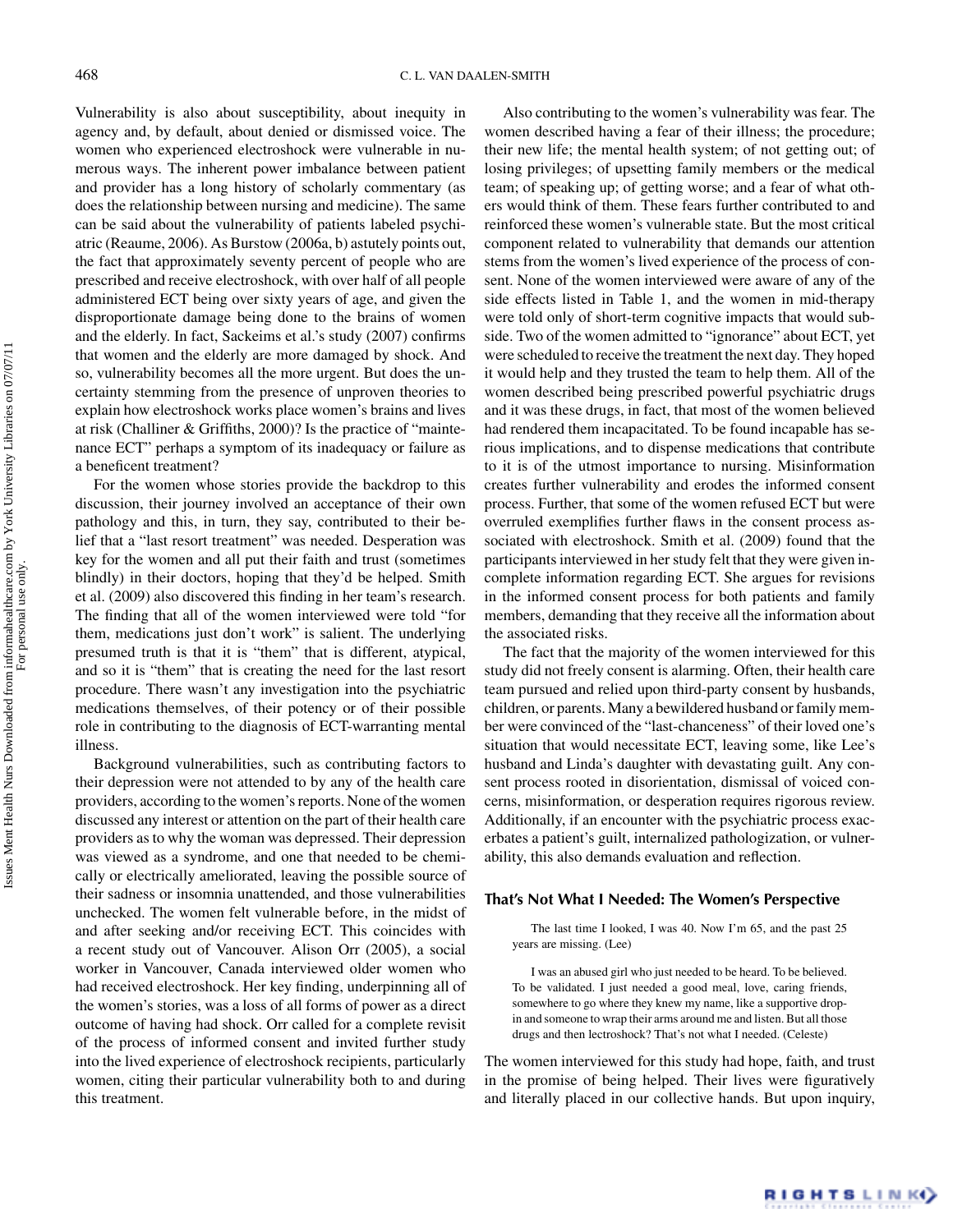Vulnerability is also about susceptibility, about inequity in agency and, by default, about denied or dismissed voice. The women who experienced electroshock were vulnerable in numerous ways. The inherent power imbalance between patient and provider has a long history of scholarly commentary (as does the relationship between nursing and medicine). The same can be said about the vulnerability of patients labeled psychiatric (Reaume, 2006). As Burstow (2006a, b) astutely points out, the fact that approximately seventy percent of people who are prescribed and receive electroshock, with over half of all people administered ECT being over sixty years of age, and given the disproportionate damage being done to the brains of women and the elderly. In fact, Sackeims et al.'s study (2007) confirms that women and the elderly are more damaged by shock. And so, vulnerability becomes all the more urgent. But does the uncertainty stemming from the presence of unproven theories to explain how electroshock works place women's brains and lives at risk (Challiner & Griffiths, 2000)? Is the practice of "maintenance ECT" perhaps a symptom of its inadequacy or failure as a beneficent treatment?

For the women whose stories provide the backdrop to this discussion, their journey involved an acceptance of their own pathology and this, in turn, they say, contributed to their belief that a "last resort treatment" was needed. Desperation was key for the women and all put their faith and trust (sometimes blindly) in their doctors, hoping that they'd be helped. Smith et al. (2009) also discovered this finding in her team's research. The finding that all of the women interviewed were told "for them, medications just don't work" is salient. The underlying presumed truth is that it is "them" that is different, atypical, and so it is "them" that is creating the need for the last resort procedure. There wasn't any investigation into the psychiatric medications themselves, of their potency or of their possible role in contributing to the diagnosis of ECT-warranting mental illness.

Background vulnerabilities, such as contributing factors to their depression were not attended to by any of the health care providers, according to the women's reports. None of the women discussed any interest or attention on the part of their health care providers as to why the woman was depressed. Their depression was viewed as a syndrome, and one that needed to be chemically or electrically ameliorated, leaving the possible source of their sadness or insomnia unattended, and those vulnerabilities unchecked. The women felt vulnerable before, in the midst of and after seeking and/or receiving ECT. This coincides with a recent study out of Vancouver. Alison Orr (2005), a social worker in Vancouver, Canada interviewed older women who had received electroshock. Her key finding, underpinning all of the women's stories, was a loss of all forms of power as a direct outcome of having had shock. Orr called for a complete revisit of the process of informed consent and invited further study into the lived experience of electroshock recipients, particularly women, citing their particular vulnerability both to and during this treatment.

Also contributing to the women's vulnerability was fear. The women described having a fear of their illness; the procedure; their new life; the mental health system; of not getting out; of losing privileges; of upsetting family members or the medical team; of speaking up; of getting worse; and a fear of what others would think of them. These fears further contributed to and reinforced these women's vulnerable state. But the most critical component related to vulnerability that demands our attention stems from the women's lived experience of the process of consent. None of the women interviewed were aware of any of the side effects listed in Table 1, and the women in mid-therapy were told only of short-term cognitive impacts that would subside. Two of the women admitted to "ignorance" about ECT, yet were scheduled to receive the treatment the next day. They hoped it would help and they trusted the team to help them. All of the women described being prescribed powerful psychiatric drugs and it was these drugs, in fact, that most of the women believed had rendered them incapacitated. To be found incapable has serious implications, and to dispense medications that contribute to it is of the utmost importance to nursing. Misinformation creates further vulnerability and erodes the informed consent process. Further, that some of the women refused ECT but were overruled exemplifies further flaws in the consent process associated with electroshock. Smith et al. (2009) found that the participants interviewed in her study felt that they were given incomplete information regarding ECT. She argues for revisions in the informed consent process for both patients and family members, demanding that they receive all the information about the associated risks.

The fact that the majority of the women interviewed for this study did not freely consent is alarming. Often, their health care team pursued and relied upon third-party consent by husbands, children, or parents. Many a bewildered husband or family member were convinced of the "last-chanceness" of their loved one's situation that would necessitate ECT, leaving some, like Lee's husband and Linda's daughter with devastating guilt. Any consent process rooted in disorientation, dismissal of voiced concerns, misinformation, or desperation requires rigorous review. Additionally, if an encounter with the psychiatric process exacerbates a patient's guilt, internalized pathologization, or vulnerability, this also demands evaluation and reflection.

## That's Not What I Needed: The Women's Perspective

> The last time I looked, I was 40. Now I'm 65, and the past 25 years are missing. (Lee)

> I was an abused girl who just needed to be heard. To be believed. To be validated. I just needed a good meal, love, caring friends, somewhere to go where they knew my name, like a supportive drop-in and someone to wrap their arms around me and listen. But all those drugs and then lectroshock? That's not what I needed. (Celeste)

The women interviewed for this study had hope, faith, and trust in the promise of being helped. Their lives were figuratively and literally placed in our collective hands. But upon inquiry,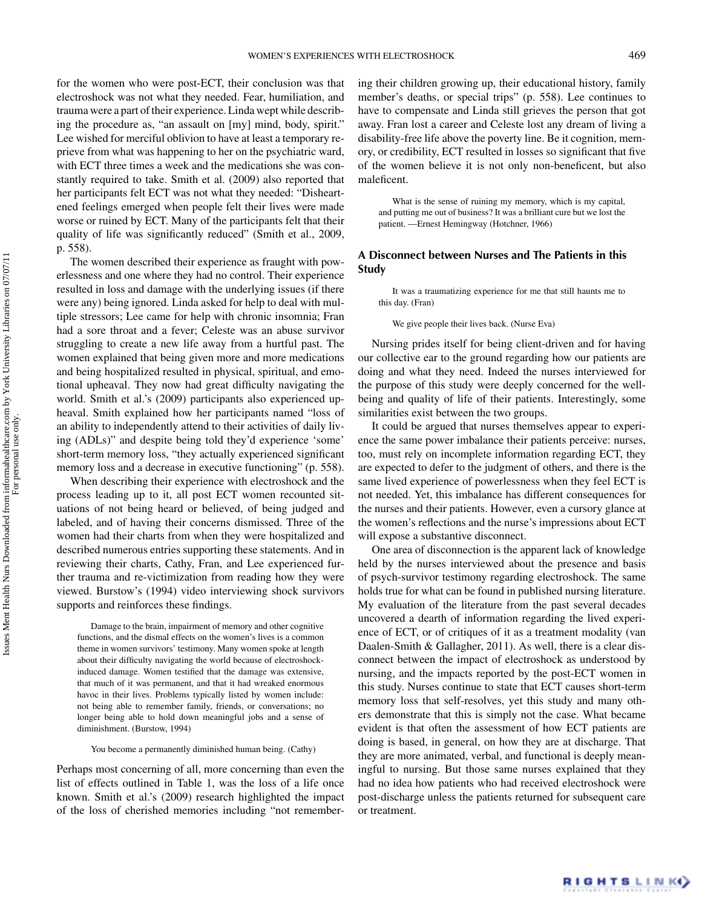for the women who were post-ECT, their conclusion was that electroshock was not what they needed. Fear, humiliation, and trauma were a part of their experience. Linda wept while describing the procedure as, "an assault on [my] mind, body, spirit." Lee wished for merciful oblivion to have at least a temporary reprieve from what was happening to her on the psychiatric ward, with ECT three times a week and the medications she was constantly required to take. Smith et al. (2009) also reported that her participants felt ECT was not what they needed: "Disheartened feelings emerged when people felt their lives were made worse or ruined by ECT. Many of the participants felt that their quality of life was significantly reduced" (Smith et al., 2009, p. 558).

The women described their experience as fraught with powerlessness and one where they had no control. Their experience resulted in loss and damage with the underlying issues (if there were any) being ignored. Linda asked for help to deal with multiple stressors; Lee came for help with chronic insomnia; Fran had a sore throat and a fever; Celeste was an abuse survivor struggling to create a new life away from a hurtful past. The women explained that being given more and more medications and being hospitalized resulted in physical, spiritual, and emotional upheaval. They now had great difficulty navigating the world. Smith et al.'s (2009) participants also experienced upheaval. Smith explained how her participants named "loss of an ability to independently attend to their activities of daily living (ADLs)" and despite being told they'd experience 'some' short-term memory loss, "they actually experienced significant memory loss and a decrease in executive functioning" (p. 558).

When describing their experience with electroshock and the process leading up to it, all post ECT women recounted situations of not being heard or believed, of being judged and labeled, and of having their concerns dismissed. Three of the women had their charts from when they were hospitalized and described numerous entries supporting these statements. And in reviewing their charts, Cathy, Fran, and Lee experienced further trauma and re-victimization from reading how they were viewed. Burstow's (1994) video interviewing shock survivors supports and reinforces these findings.

> Damage to the brain, impairment of memory and other cognitive functions, and the dismal effects on the women's lives is a common theme in women survivors' testimony. Many women spoke at length about their difficulty navigating the world because of electroshock-induced damage. Women testified that the damage was extensive, that much of it was permanent, and that it had wreaked enormous havoc in their lives. Problems typically listed by women include: not being able to remember family, friends, or conversations; no longer being able to hold down meaningful jobs and a sense of diminishment. (Burstow, 1994)

> You become a permanently diminished human being. (Cathy)

Perhaps most concerning of all, more concerning than even the list of effects outlined in Table 1, was the loss of a life once known. Smith et al.'s (2009) research highlighted the impact of the loss of cherished memories including "not remembering their children growing up, their educational history, family member's deaths, or special trips" (p. 558). Lee continues to have to compensate and Linda still grieves the person that got away. Fran lost a career and Celeste lost any dream of living a disability-free life above the poverty line. Be it cognition, memory, or credibility, ECT resulted in losses so significant that five of the women believe it is not only non-beneficent, but also maleficent.

> What is the sense of ruining my memory, which is my capital, and putting me out of business? It was a brilliant cure but we lost the patient. —Ernest Hemingway (Hotchner, 1966)

## A Disconnect between Nurses and The Patients in this Study

> It was a traumatizing experience for me that still haunts me to this day. (Fran)

> We give people their lives back. (Nurse Eva)

Nursing prides itself for being client-driven and for having our collective ear to the ground regarding how our patients are doing and what they need. Indeed the nurses interviewed for the purpose of this study were deeply concerned for the well-being and quality of life of their patients. Interestingly, some similarities exist between the two groups.

It could be argued that nurses themselves appear to experience the same power imbalance their patients perceive: nurses, too, must rely on incomplete information regarding ECT, they are expected to defer to the judgment of others, and there is the same lived experience of powerlessness when they feel ECT is not needed. Yet, this imbalance has different consequences for the nurses and their patients. However, even a cursory glance at the women's reflections and the nurse's impressions about ECT will expose a substantive disconnect.

One area of disconnection is the apparent lack of knowledge held by the nurses interviewed about the presence and basis of psych-survivor testimony regarding electroshock. The same holds true for what can be found in published nursing literature. My evaluation of the literature from the past several decades uncovered a dearth of information regarding the lived experience of ECT, or of critiques of it as a treatment modality (van Daalen-Smith & Gallagher, 2011). As well, there is a clear disconnect between the impact of electroshock as understood by nursing, and the impacts reported by the post-ECT women in this study. Nurses continue to state that ECT causes short-term memory loss that self-resolves, yet this study and many others demonstrate that this is simply not the case. What became evident is that often the assessment of how ECT patients are doing is based, in general, on how they are at discharge. That they are more animated, verbal, and functional is deeply meaningful to nursing. But those same nurses explained that they had no idea how patients who had received electroshock were post-discharge unless the patients returned for subsequent care or treatment.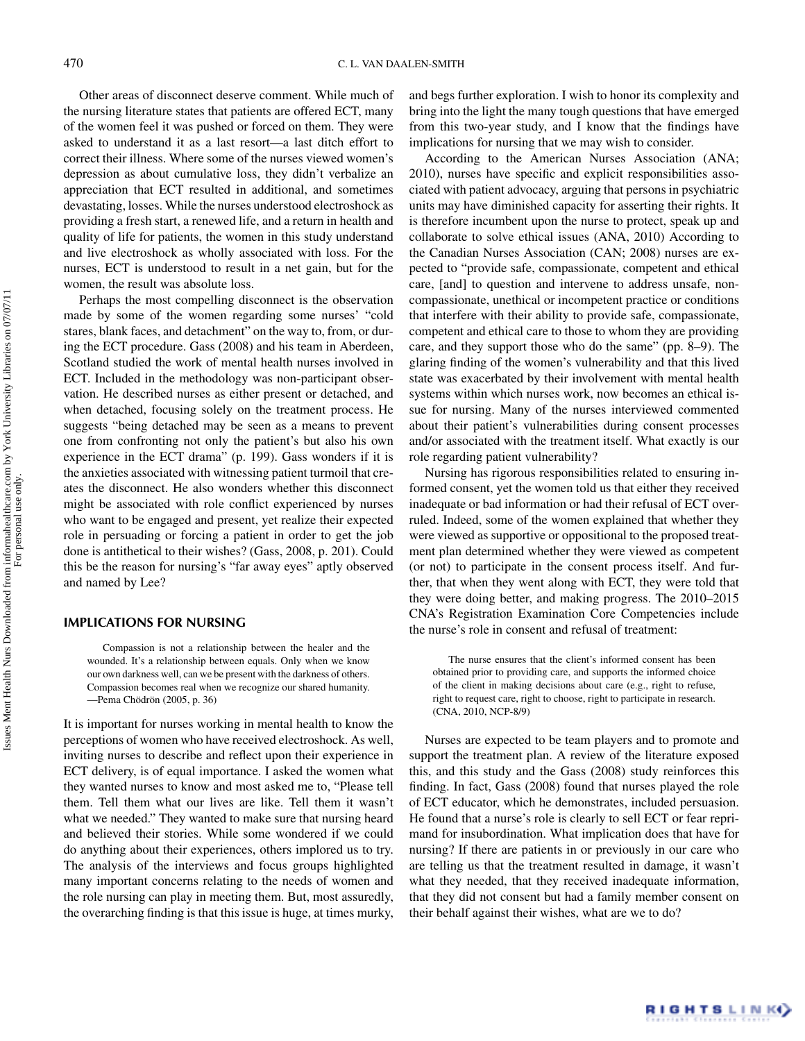Other areas of disconnect deserve comment. While much of the nursing literature states that patients are offered ECT, many of the women feel it was pushed or forced on them. They were asked to understand it as a last resort—a last ditch effort to correct their illness. Where some of the nurses viewed women's depression as about cumulative loss, they didn't verbalize an appreciation that ECT resulted in additional, and sometimes devastating, losses. While the nurses understood electroshock as providing a fresh start, a renewed life, and a return in health and quality of life for patients, the women in this study understand and live electroshock as wholly associated with loss. For the nurses, ECT is understood to result in a net gain, but for the women, the result was absolute loss.

Perhaps the most compelling disconnect is the observation made by some of the women regarding some nurses' "cold stares, blank faces, and detachment" on the way to, from, or during the ECT procedure. Gass (2008) and his team in Aberdeen, Scotland studied the work of mental health nurses involved in ECT. Included in the methodology was non-participant observation. He described nurses as either present or detached, and when detached, focusing solely on the treatment process. He suggests "being detached may be seen as a means to prevent one from confronting not only the patient's but also his own experience in the ECT drama" (p. 199). Gass wonders if it is the anxieties associated with witnessing patient turmoil that creates the disconnect. He also wonders whether this disconnect might be associated with role conflict experienced by nurses who want to be engaged and present, yet realize their expected role in persuading or forcing a patient in order to get the job done is antithetical to their wishes? (Gass, 2008, p. 201). Could this be the reason for nursing's "far away eyes" aptly observed and named by Lee?

## IMPLICATIONS FOR NURSING

> Compassion is not a relationship between the healer and the wounded. It's a relationship between equals. Only when we know our own darkness well, can we be present with the darkness of others. Compassion becomes real when we recognize our shared humanity.
> —Pema Chödrön (2005, p. 36)

It is important for nurses working in mental health to know the perceptions of women who have received electroshock. As well, inviting nurses to describe and reflect upon their experience in ECT delivery, is of equal importance. I asked the women what they wanted nurses to know and most asked me to, "Please tell them. Tell them what our lives are like. Tell them it wasn't what we needed." They wanted to make sure that nursing heard and believed their stories. While some wondered if we could do anything about their experiences, others implored us to try. The analysis of the interviews and focus groups highlighted many important concerns relating to the needs of women and the role nursing can play in meeting them. But, most assuredly, the overarching finding is that this issue is huge, at times murky, and begs further exploration. I wish to honor its complexity and bring into the light the many tough questions that have emerged from this two-year study, and I know that the findings have implications for nursing that we may wish to consider.

According to the American Nurses Association (ANA; 2010), nurses have specific and explicit responsibilities associated with patient advocacy, arguing that persons in psychiatric units may have diminished capacity for asserting their rights. It is therefore incumbent upon the nurse to protect, speak up and collaborate to solve ethical issues (ANA, 2010) According to the Canadian Nurses Association (CAN; 2008) nurses are expected to "provide safe, compassionate, competent and ethical care, [and] to question and intervene to address unsafe, non-compassionate, unethical or incompetent practice or conditions that interfere with their ability to provide safe, compassionate, competent and ethical care to those to whom they are providing care, and they support those who do the same" (pp. 8–9). The glaring finding of the women's vulnerability and that this lived state was exacerbated by their involvement with mental health systems within which nurses work, now becomes an ethical issue for nursing. Many of the nurses interviewed commented about their patient's vulnerabilities during consent processes and/or associated with the treatment itself. What exactly is our role regarding patient vulnerability?

Nursing has rigorous responsibilities related to ensuring informed consent, yet the women told us that either they received inadequate or bad information or had their refusal of ECT overruled. Indeed, some of the women explained that whether they were viewed as supportive or oppositional to the proposed treatment plan determined whether they were viewed as competent (or not) to participate in the consent process itself. And further, that when they went along with ECT, they were told that they were doing better, and making progress. The 2010–2015 CNA's Registration Examination Core Competencies include the nurse's role in consent and refusal of treatment:

> The nurse ensures that the client's informed consent has been obtained prior to providing care, and supports the informed choice of the client in making decisions about care (e.g., right to refuse, right to request care, right to choose, right to participate in research. (CNA, 2010, NCP-8/9)

Nurses are expected to be team players and to promote and support the treatment plan. A review of the literature exposed this, and this study and the Gass (2008) study reinforces this finding. In fact, Gass (2008) found that nurses played the role of ECT educator, which he demonstrates, included persuasion. He found that a nurse's role is clearly to sell ECT or fear reprimand for insubordination. What implication does that have for nursing? If there are patients in or previously in our care who are telling us that the treatment resulted in damage, it wasn't what they needed, that they received inadequate information, that they did not consent but had a family member consent on their behalf against their wishes, what are we to do?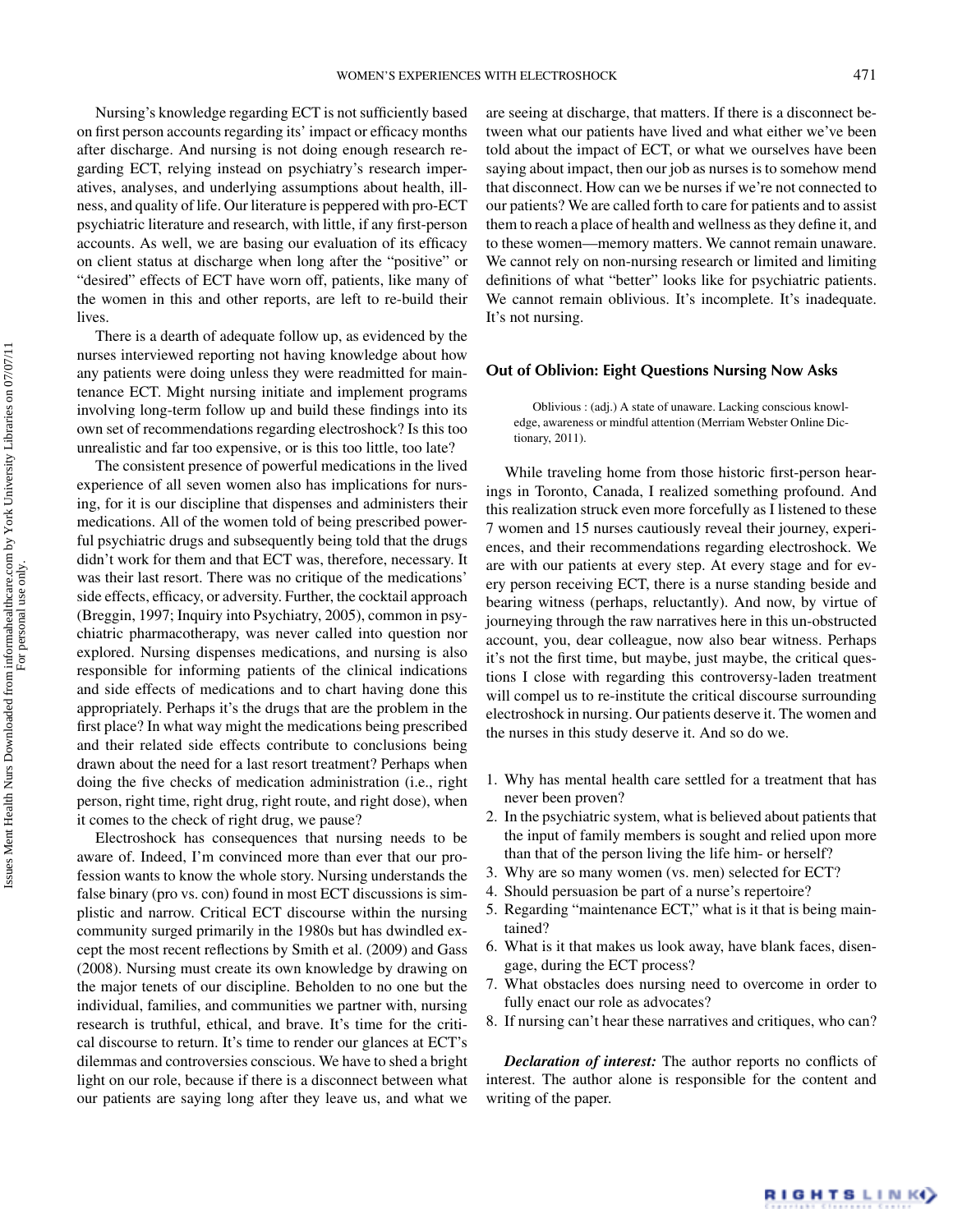Nursing's knowledge regarding ECT is not sufficiently based on first person accounts regarding its' impact or efficacy months after discharge. And nursing is not doing enough research regarding ECT, relying instead on psychiatry's research imperatives, analyses, and underlying assumptions about health, illness, and quality of life. Our literature is peppered with pro-ECT psychiatric literature and research, with little, if any first-person accounts. As well, we are basing our evaluation of its efficacy on client status at discharge when long after the "positive" or "desired" effects of ECT have worn off, patients, like many of the women in this and other reports, are left to re-build their lives.

There is a dearth of adequate follow up, as evidenced by the nurses interviewed reporting not having knowledge about how any patients were doing unless they were readmitted for maintenance ECT. Might nursing initiate and implement programs involving long-term follow up and build these findings into its own set of recommendations regarding electroshock? Is this too unrealistic and far too expensive, or is this too little, too late?

The consistent presence of powerful medications in the lived experience of all seven women also has implications for nursing, for it is our discipline that dispenses and administers their medications. All of the women told of being prescribed powerful psychiatric drugs and subsequently being told that the drugs didn't work for them and that ECT was, therefore, necessary. It was their last resort. There was no critique of the medications' side effects, efficacy, or adversity. Further, the cocktail approach (Breggin, 1997; Inquiry into Psychiatry, 2005), common in psychiatric pharmacotherapy, was never called into question nor explored. Nursing dispenses medications, and nursing is also responsible for informing patients of the clinical indications and side effects of medications and to chart having done this appropriately. Perhaps it's the drugs that are the problem in the first place? In what way might the medications being prescribed and their related side effects contribute to conclusions being drawn about the need for a last resort treatment? Perhaps when doing the five checks of medication administration (i.e., right person, right time, right drug, right route, and right dose), when it comes to the check of right drug, we pause?

Electroshock has consequences that nursing needs to be aware of. Indeed, I'm convinced more than ever that our profession wants to know the whole story. Nursing understands the false binary (pro vs. con) found in most ECT discussions is simplistic and narrow. Critical ECT discourse within the nursing community surged primarily in the 1980s but has dwindled except the most recent reflections by Smith et al. (2009) and Gass (2008). Nursing must create its own knowledge by drawing on the major tenets of our discipline. Beholden to no one but the individual, families, and communities we partner with, nursing research is truthful, ethical, and brave. It's time for the critical discourse to return. It's time to render our glances at ECT's dilemmas and controversies conscious. We have to shed a bright light on our role, because if there is a disconnect between what our patients are saying long after they leave us, and what we are seeing at discharge, that matters. If there is a disconnect between what our patients have lived and what either we've been told about the impact of ECT, or what we ourselves have been saying about impact, then our job as nurses is to somehow mend that disconnect. How can we be nurses if we're not connected to our patients? We are called forth to care for patients and to assist them to reach a place of health and wellness as they define it, and to these women—memory matters. We cannot remain unaware. We cannot rely on non-nursing research or limited and limiting definitions of what "better" looks like for psychiatric patients. We cannot remain oblivious. It's incomplete. It's inadequate. It's not nursing.

## Out of Oblivion: Eight Questions Nursing Now Asks

> Oblivious : (adj.) A state of unaware. Lacking conscious knowledge, awareness or mindful attention (Merriam Webster Online Dictionary, 2011).

While traveling home from those historic first-person hearings in Toronto, Canada, I realized something profound. And this realization struck even more forcefully as I listened to these 7 women and 15 nurses cautiously reveal their journey, experiences, and their recommendations regarding electroshock. We are with our patients at every step. At every stage and for every person receiving ECT, there is a nurse standing beside and bearing witness (perhaps, reluctantly). And now, by virtue of journeying through the raw narratives here in this un-obstructed account, you, dear colleague, now also bear witness. Perhaps it's not the first time, but maybe, just maybe, the critical questions I close with regarding this controversy-laden treatment will compel us to re-institute the critical discourse surrounding electroshock in nursing. Our patients deserve it. The women and the nurses in this study deserve it. And so do we.

1. Why has mental health care settled for a treatment that has never been proven?
2. In the psychiatric system, what is believed about patients that the input of family members is sought and relied upon more than that of the person living the life him- or herself?
3. Why are so many women (vs. men) selected for ECT?
4. Should persuasion be part of a nurse's repertoire?
5. Regarding "maintenance ECT," what is it that is being maintained?
6. What is it that makes us look away, have blank faces, disengage, during the ECT process?
7. What obstacles does nursing need to overcome in order to fully enact our role as advocates?
8. If nursing can't hear these narratives and critiques, who can?

***Declaration of interest:*** The author reports no conflicts of interest. The author alone is responsible for the content and writing of the paper.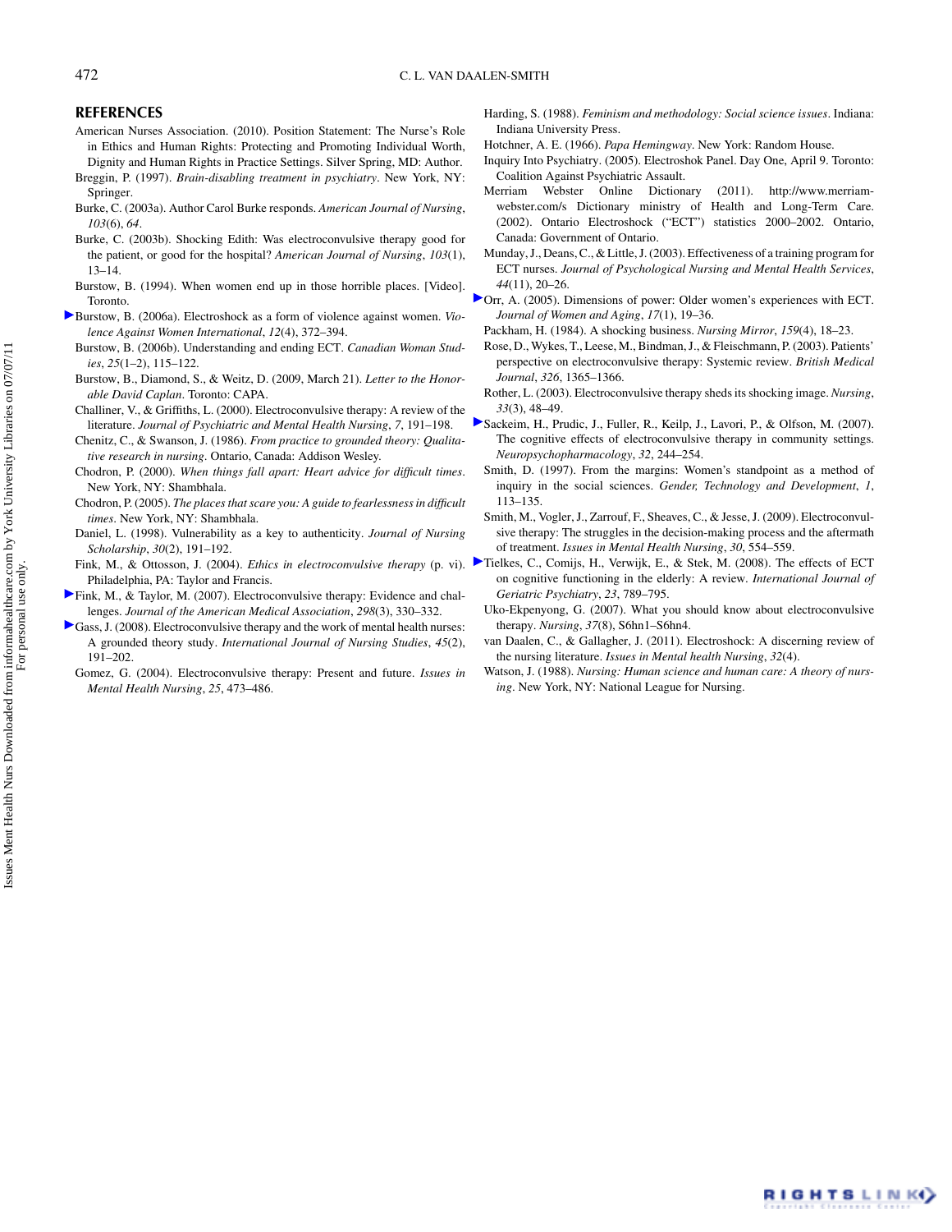## REFERENCES

American Nurses Association. (2010). Position Statement: The Nurse's Role in Ethics and Human Rights: Protecting and Promoting Individual Worth, Dignity and Human Rights in Practice Settings. Silver Spring, MD: Author.

Breggin, P. (1997). *Brain-disabling treatment in psychiatry*. New York, NY: Springer.

Burke, C. (2003a). Author Carol Burke responds. *American Journal of Nursing*, *103*(6), *64*.

Burke, C. (2003b). Shocking Edith: Was electroconvulsive therapy good for the patient, or good for the hospital? *American Journal of Nursing*, *103*(1), 13–14.

Burstow, B. (1994). When women end up in those horrible places. [Video]. Toronto.

Burstow, B. (2006a). Electroshock as a form of violence against women. *Violence Against Women International*, *12*(4), 372–394.

Burstow, B. (2006b). Understanding and ending ECT. *Canadian Woman Studies*, *25*(1–2), 115–122.

Burstow, B., Diamond, S., & Weitz, D. (2009, March 21). *Letter to the Honorable David Caplan*. Toronto: CAPA.

Challiner, V., & Griffiths, L. (2000). Electroconvulsive therapy: A review of the literature. *Journal of Psychiatric and Mental Health Nursing*, *7*, 191–198.

Chenitz, C., & Swanson, J. (1986). *From practice to grounded theory: Qualitative research in nursing*. Ontario, Canada: Addison Wesley.

Chodron, P. (2000). *When things fall apart: Heart advice for difficult times*. New York, NY: Shambhala.

Chodron, P. (2005). *The places that scare you: A guide to fearlessness in difficult times*. New York, NY: Shambhala.

Daniel, L. (1998). Vulnerability as a key to authenticity. *Journal of Nursing Scholarship*, *30*(2), 191–192.

Fink, M., & Ottosson, J. (2004). *Ethics in electroconvulsive therapy* (p. vi). Philadelphia, PA: Taylor and Francis.

Fink, M., & Taylor, M. (2007). Electroconvulsive therapy: Evidence and challenges. *Journal of the American Medical Association*, *298*(3), 330–332.

Gass, J. (2008). Electroconvulsive therapy and the work of mental health nurses: A grounded theory study. *International Journal of Nursing Studies*, *45*(2), 191–202.

Gomez, G. (2004). Electroconvulsive therapy: Present and future. *Issues in Mental Health Nursing*, *25*, 473–486.

Harding, S. (1988). *Feminism and methodology: Social science issues*. Indiana: Indiana University Press.

Hotchner, A. E. (1966). *Papa Hemingway*. New York: Random House.

Inquiry Into Psychiatry. (2005). Electroshok Panel. Day One, April 9. Toronto: Coalition Against Psychiatric Assault.

Merriam Webster Online Dictionary (2011). http://www.merriam-webster.com/s Dictionary ministry of Health and Long-Term Care. (2002). Ontario Electroshock ("ECT") statistics 2000–2002. Ontario, Canada: Government of Ontario.

Munday, J., Deans, C., & Little, J. (2003). Effectiveness of a training program for ECT nurses. *Journal of Psychological Nursing and Mental Health Services*, *44*(11), 20–26.

Orr, A. (2005). Dimensions of power: Older women's experiences with ECT. *Journal of Women and Aging*, *17*(1), 19–36.

Packham, H. (1984). A shocking business. *Nursing Mirror*, *159*(4), 18–23.

Rose, D., Wykes, T., Leese, M., Bindman, J., & Fleischmann, P. (2003). Patients' perspective on electroconvulsive therapy: Systemic review. *British Medical Journal*, *326*, 1365–1366.

Rother, L. (2003). Electroconvulsive therapy sheds its shocking image. *Nursing*, *33*(3), 48–49.

Sackeim, H., Prudic, J., Fuller, R., Keilp, J., Lavori, P., & Olfson, M. (2007). The cognitive effects of electroconvulsive therapy in community settings. *Neuropsychopharmacology*, *32*, 244–254.

Smith, D. (1997). From the margins: Women's standpoint as a method of inquiry in the social sciences. *Gender, Technology and Development*, *1*, 113–135.

Smith, M., Vogler, J., Zarrouf, F., Sheaves, C., & Jesse, J. (2009). Electroconvulsive therapy: The struggles in the decision-making process and the aftermath of treatment. *Issues in Mental Health Nursing*, *30*, 554–559.

Tielkes, C., Comijs, H., Verwijk, E., & Stek, M. (2008). The effects of ECT on cognitive functioning in the elderly: A review. *International Journal of Geriatric Psychiatry*, *23*, 789–795.

Uko-Ekpenyong, G. (2007). What you should know about electroconvulsive therapy. *Nursing*, *37*(8), S6hn1–S6hn4.

van Daalen, C., & Gallagher, J. (2011). Electroshock: A discerning review of the nursing literature. *Issues in Mental health Nursing*, *32*(4).

Watson, J. (1988). *Nursing: Human science and human care: A theory of nursing*. New York, NY: National League for Nursing.